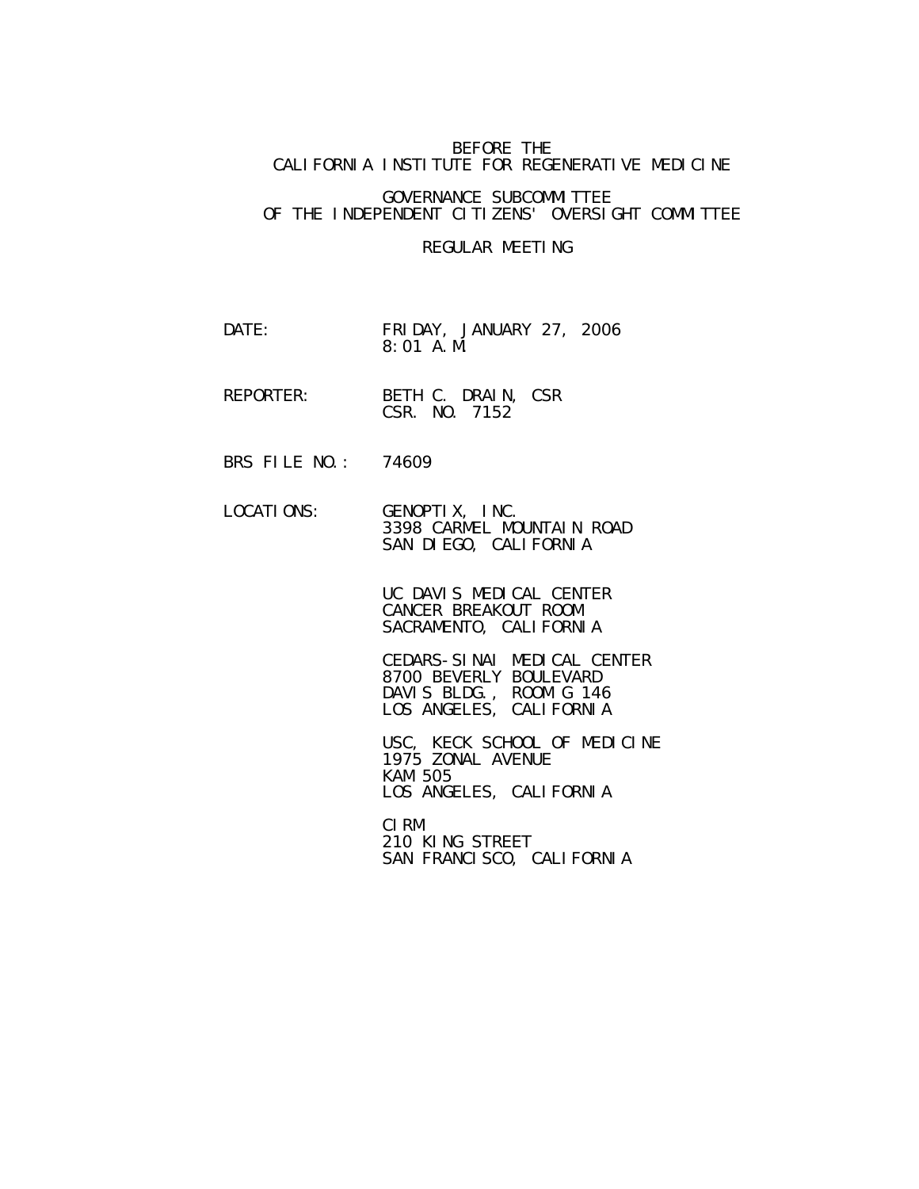BEFORE THE
CALIFORNIA INSTITUTE FOR REGENERATIVE MEDICINE

GOVERNANCE SUBCOMMITTEE
OF THE INDEPENDENT CITIZENS' OVERSIGHT COMMITTEE

REGULAR MEETING

DATE: FRIDAY, JANUARY 27, 2006
8:01 A.M.

REPORTER: BETH C. DRAIN, CSR
CSR. NO. 7152

BRS FILE NO.: 74609

LOCATIONS: GENOPTIX, INC.
3398 CARMEL MOUNTAIN ROAD
SAN DIEGO, CALIFORNIA

UC DAVIS MEDICAL CENTER
CANCER BREAKOUT ROOM
SACRAMENTO, CALIFORNIA

CEDARS-SINAI MEDICAL CENTER
8700 BEVERLY BOULEVARD
DAVIS BLDG., ROOM G 146
LOS ANGELES, CALIFORNIA

USC, KECK SCHOOL OF MEDICINE
1975 ZONAL AVENUE
KAM 505
LOS ANGELES, CALIFORNIA

CIRM
210 KING STREET
SAN FRANCISCO, CALIFORNIA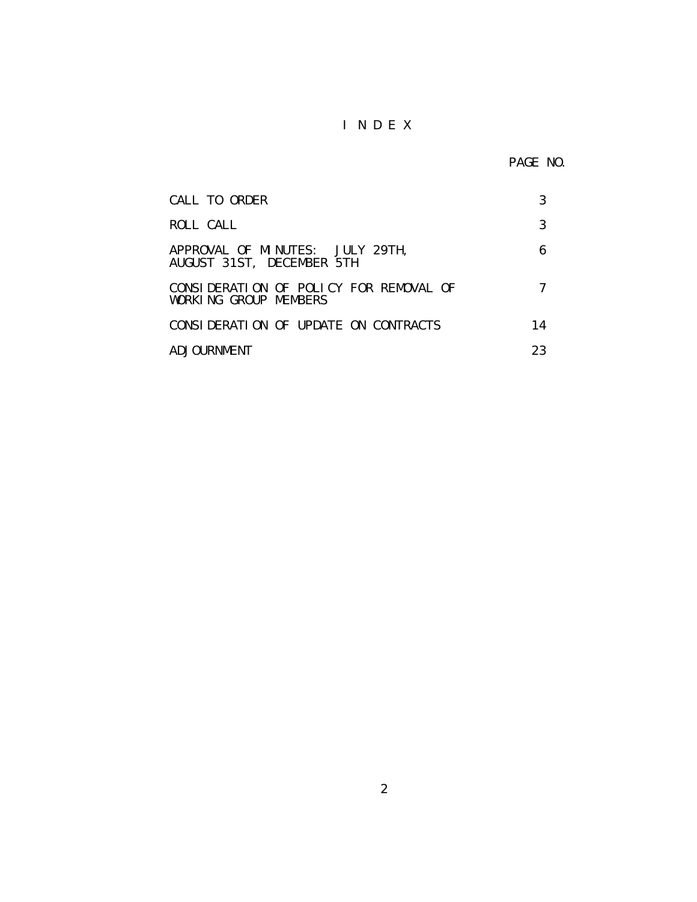# I N D E X

| | PAGE NO. |
|---|---|
| CALL TO ORDER | 3 |
| ROLL CALL | 3 |
| APPROVAL OF MINUTES: JULY 29TH, AUGUST 31ST, DECEMBER 5TH | 6 |
| CONSIDERATION OF POLICY FOR REMOVAL OF WORKING GROUP MEMBERS | 7 |
| CONSIDERATION OF UPDATE ON CONTRACTS | 14 |
| ADJOURNMENT | 23 |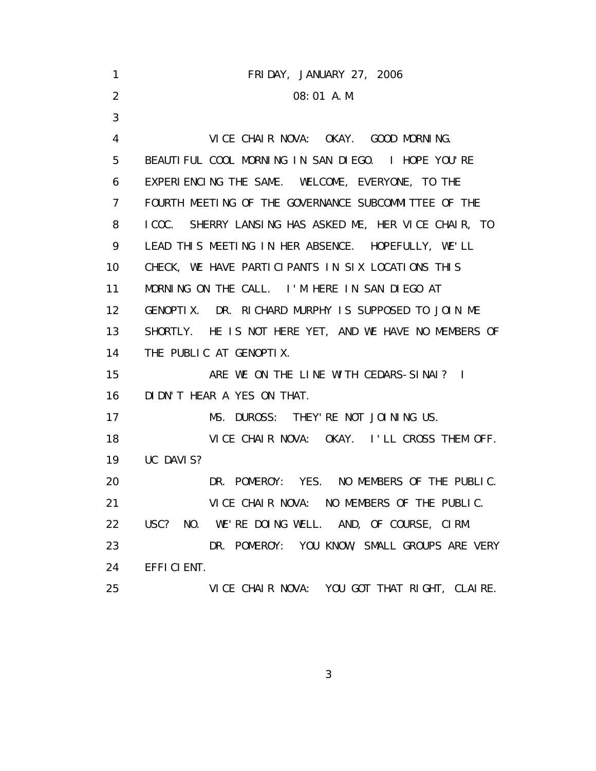FRIDAY, JANUARY 27, 2006

08:01 A.M.

VICE CHAIR NOVA: OKAY. GOOD MORNING. BEAUTIFUL COOL MORNING IN SAN DIEGO. I HOPE YOU'RE EXPERIENCING THE SAME. WELCOME, EVERYONE, TO THE FOURTH MEETING OF THE GOVERNANCE SUBCOMMITTEE OF THE ICOC. SHERRY LANSING HAS ASKED ME, HER VICE CHAIR, TO LEAD THIS MEETING IN HER ABSENCE. HOPEFULLY, WE'LL CHECK, WE HAVE PARTICIPANTS IN SIX LOCATIONS THIS MORNING ON THE CALL. I'M HERE IN SAN DIEGO AT GENOPTIX. DR. RICHARD MURPHY IS SUPPOSED TO JOIN ME SHORTLY. HE IS NOT HERE YET, AND WE HAVE NO MEMBERS OF THE PUBLIC AT GENOPTIX.

ARE WE ON THE LINE WITH CEDARS-SINAI? I DIDN'T HEAR A YES ON THAT.

MS. DUROSS: THEY'RE NOT JOINING US.

VICE CHAIR NOVA: OKAY. I'LL CROSS THEM OFF. UC DAVIS?

DR. POMEROY: YES. NO MEMBERS OF THE PUBLIC.

VICE CHAIR NOVA: NO MEMBERS OF THE PUBLIC. USC? NO. WE'RE DOING WELL. AND, OF COURSE, CIRM.

DR. POMEROY: YOU KNOW, SMALL GROUPS ARE VERY EFFICIENT.

VICE CHAIR NOVA: YOU GOT THAT RIGHT, CLAIRE.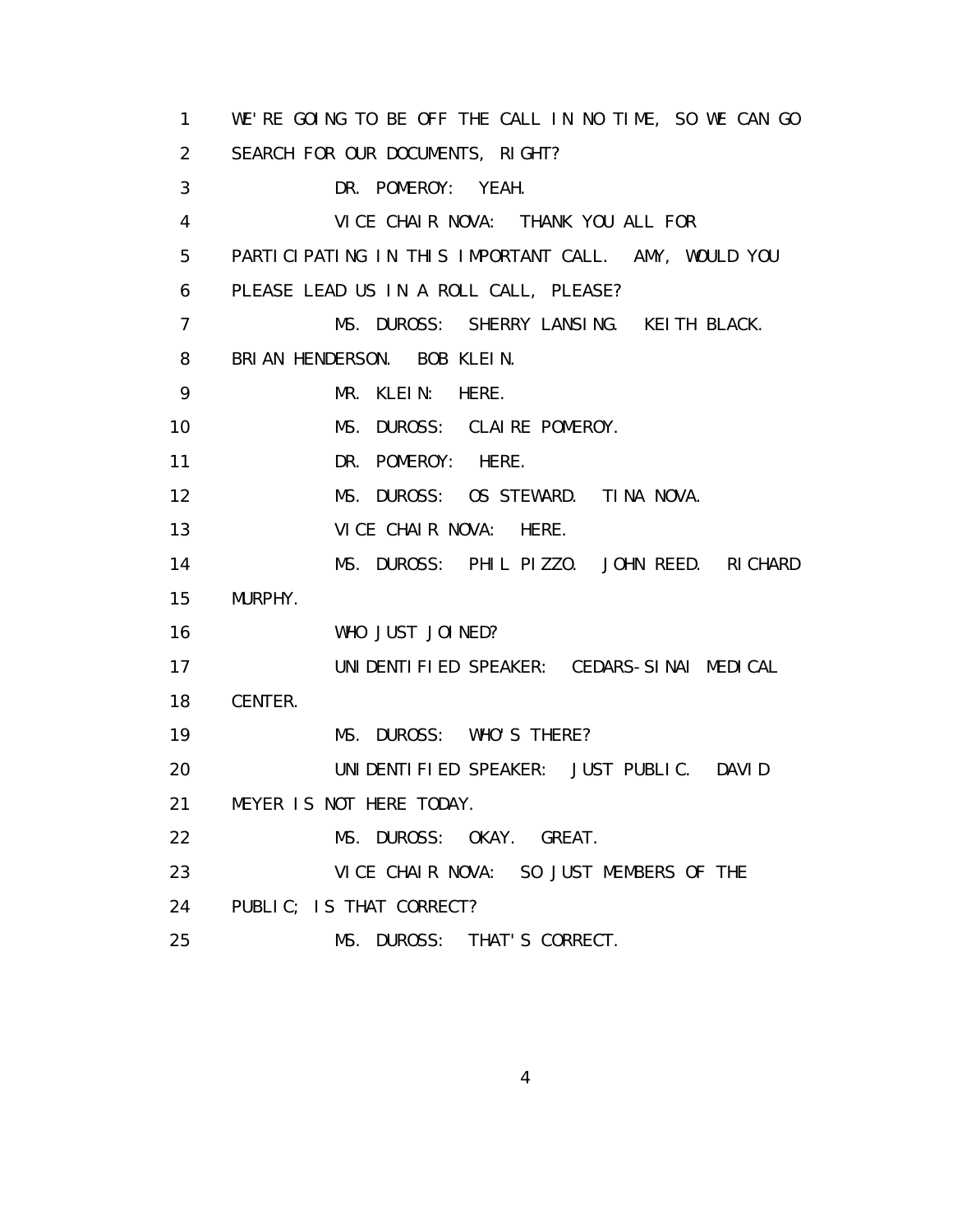1 WE'RE GOING TO BE OFF THE CALL IN NO TIME, SO WE CAN GO
2 SEARCH FOR OUR DOCUMENTS, RIGHT?
3 DR. POMEROY: YEAH.
4 VICE CHAIR NOVA: THANK YOU ALL FOR
5 PARTICIPATING IN THIS IMPORTANT CALL. AMY, WOULD YOU
6 PLEASE LEAD US IN A ROLL CALL, PLEASE?
7 MS. DUROSS: SHERRY LANSING. KEITH BLACK.
8 BRIAN HENDERSON. BOB KLEIN.
9 MR. KLEIN: HERE.
10 MS. DUROSS: CLAIRE POMEROY.
11 DR. POMEROY: HERE.
12 MS. DUROSS: OS STEWARD. TINA NOVA.
13 VICE CHAIR NOVA: HERE.
14 MS. DUROSS: PHIL PIZZO. JOHN REED. RICHARD
15 MURPHY.
16 WHO JUST JOINED?
17 UNIDENTIFIED SPEAKER: CEDARS-SINAI MEDICAL
18 CENTER.
19 MS. DUROSS: WHO'S THERE?
20 UNIDENTIFIED SPEAKER: JUST PUBLIC. DAVID
21 MEYER IS NOT HERE TODAY.
22 MS. DUROSS: OKAY. GREAT.
23 VICE CHAIR NOVA: SO JUST MEMBERS OF THE
24 PUBLIC; IS THAT CORRECT?
25 MS. DUROSS: THAT'S CORRECT.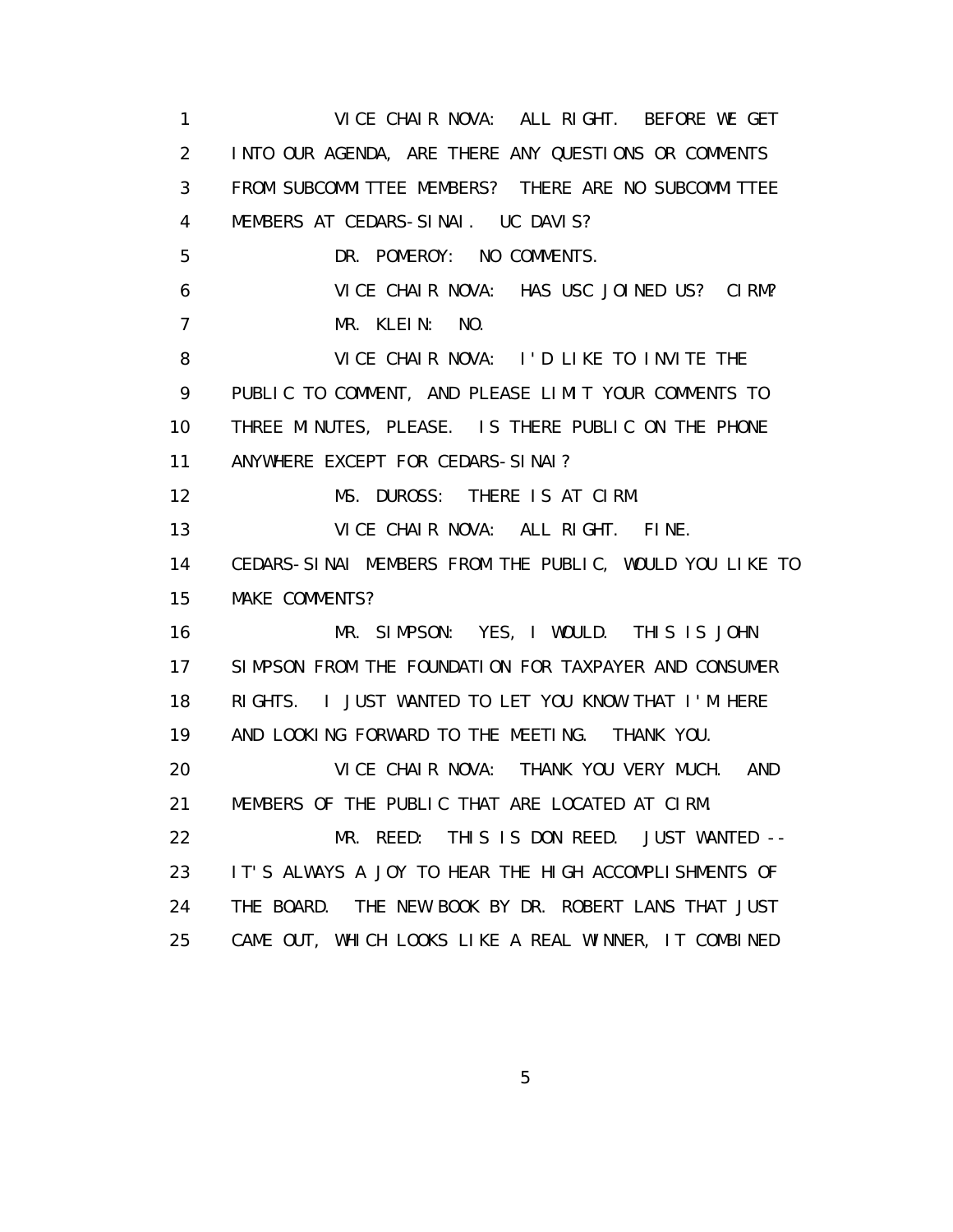VICE CHAIR NOVA: ALL RIGHT. BEFORE WE GET INTO OUR AGENDA, ARE THERE ANY QUESTIONS OR COMMENTS FROM SUBCOMMITTEE MEMBERS? THERE ARE NO SUBCOMMITTEE MEMBERS AT CEDARS-SINAI. UC DAVIS?

DR. POMEROY: NO COMMENTS.

VICE CHAIR NOVA: HAS USC JOINED US? CIRM?

MR. KLEIN: NO.

VICE CHAIR NOVA: I'D LIKE TO INVITE THE PUBLIC TO COMMENT, AND PLEASE LIMIT YOUR COMMENTS TO THREE MINUTES, PLEASE. IS THERE PUBLIC ON THE PHONE ANYWHERE EXCEPT FOR CEDARS-SINAI?

MS. DUROSS: THERE IS AT CIRM.

VICE CHAIR NOVA: ALL RIGHT. FINE. CEDARS-SINAI MEMBERS FROM THE PUBLIC, WOULD YOU LIKE TO MAKE COMMENTS?

MR. SIMPSON: YES, I WOULD. THIS IS JOHN SIMPSON FROM THE FOUNDATION FOR TAXPAYER AND CONSUMER RIGHTS. I JUST WANTED TO LET YOU KNOW THAT I'M HERE AND LOOKING FORWARD TO THE MEETING. THANK YOU.

VICE CHAIR NOVA: THANK YOU VERY MUCH. AND MEMBERS OF THE PUBLIC THAT ARE LOCATED AT CIRM.

MR. REED: THIS IS DON REED. JUST WANTED -- IT'S ALWAYS A JOY TO HEAR THE HIGH ACCOMPLISHMENTS OF THE BOARD. THE NEW BOOK BY DR. ROBERT LANS THAT JUST CAME OUT, WHICH LOOKS LIKE A REAL WINNER, IT COMBINED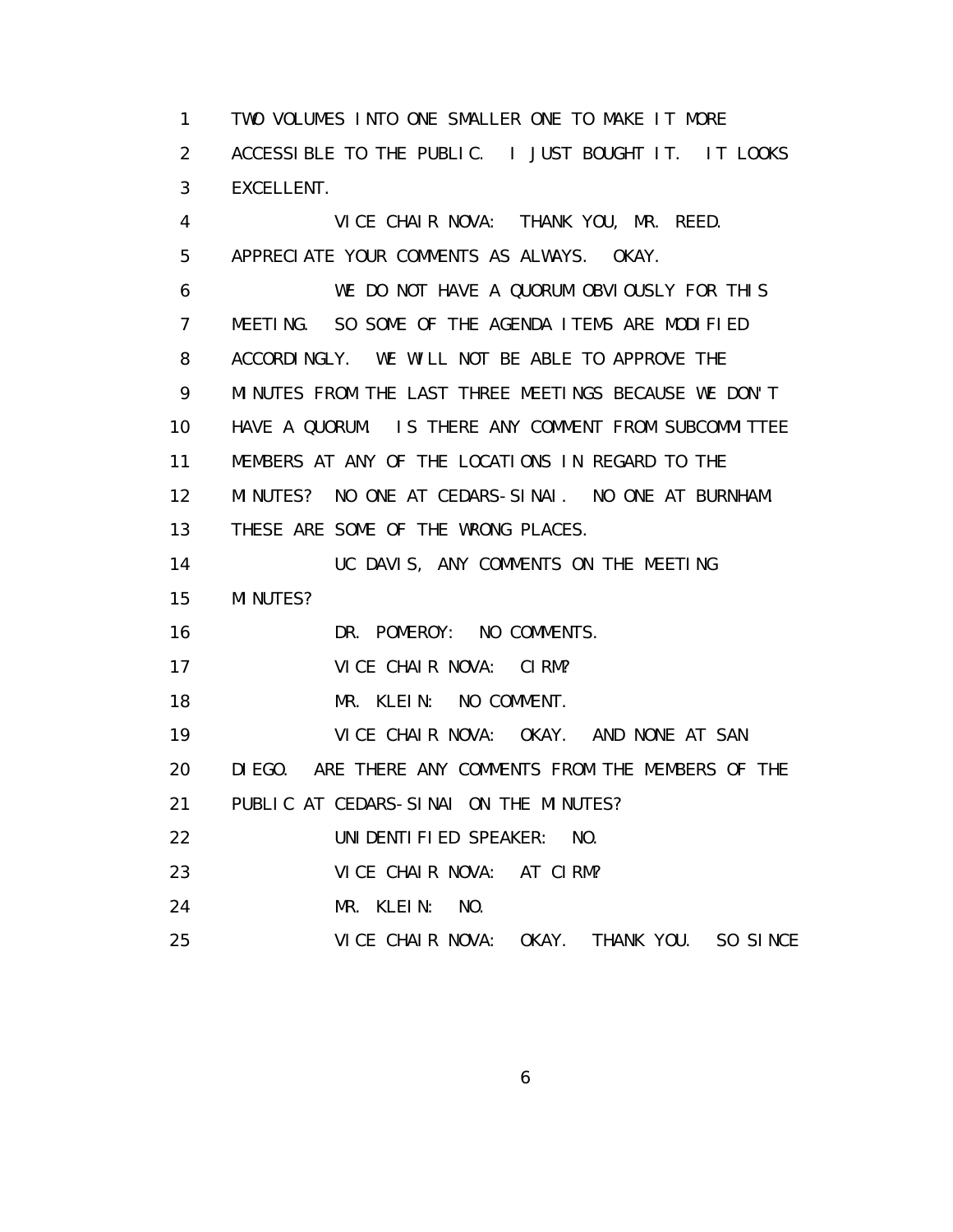TWO VOLUMES INTO ONE SMALLER ONE TO MAKE IT MORE ACCESSIBLE TO THE PUBLIC. I JUST BOUGHT IT. IT LOOKS EXCELLENT.

VICE CHAIR NOVA: THANK YOU, MR. REED. APPRECIATE YOUR COMMENTS AS ALWAYS. OKAY.

WE DO NOT HAVE A QUORUM OBVIOUSLY FOR THIS MEETING. SO SOME OF THE AGENDA ITEMS ARE MODIFIED ACCORDINGLY. WE WILL NOT BE ABLE TO APPROVE THE MINUTES FROM THE LAST THREE MEETINGS BECAUSE WE DON'T HAVE A QUORUM. IS THERE ANY COMMENT FROM SUBCOMMITTEE MEMBERS AT ANY OF THE LOCATIONS IN REGARD TO THE MINUTES? NO ONE AT CEDARS-SINAI. NO ONE AT BURNHAM. THESE ARE SOME OF THE WRONG PLACES.

UC DAVIS, ANY COMMENTS ON THE MEETING MINUTES?

DR. POMEROY: NO COMMENTS.

VICE CHAIR NOVA: CIRM?

MR. KLEIN: NO COMMENT.

VICE CHAIR NOVA: OKAY. AND NONE AT SAN DIEGO. ARE THERE ANY COMMENTS FROM THE MEMBERS OF THE PUBLIC AT CEDARS-SINAI ON THE MINUTES?

UNIDENTIFIED SPEAKER: NO.

VICE CHAIR NOVA: AT CIRM?

MR. KLEIN: NO.

VICE CHAIR NOVA: OKAY. THANK YOU. SO SINCE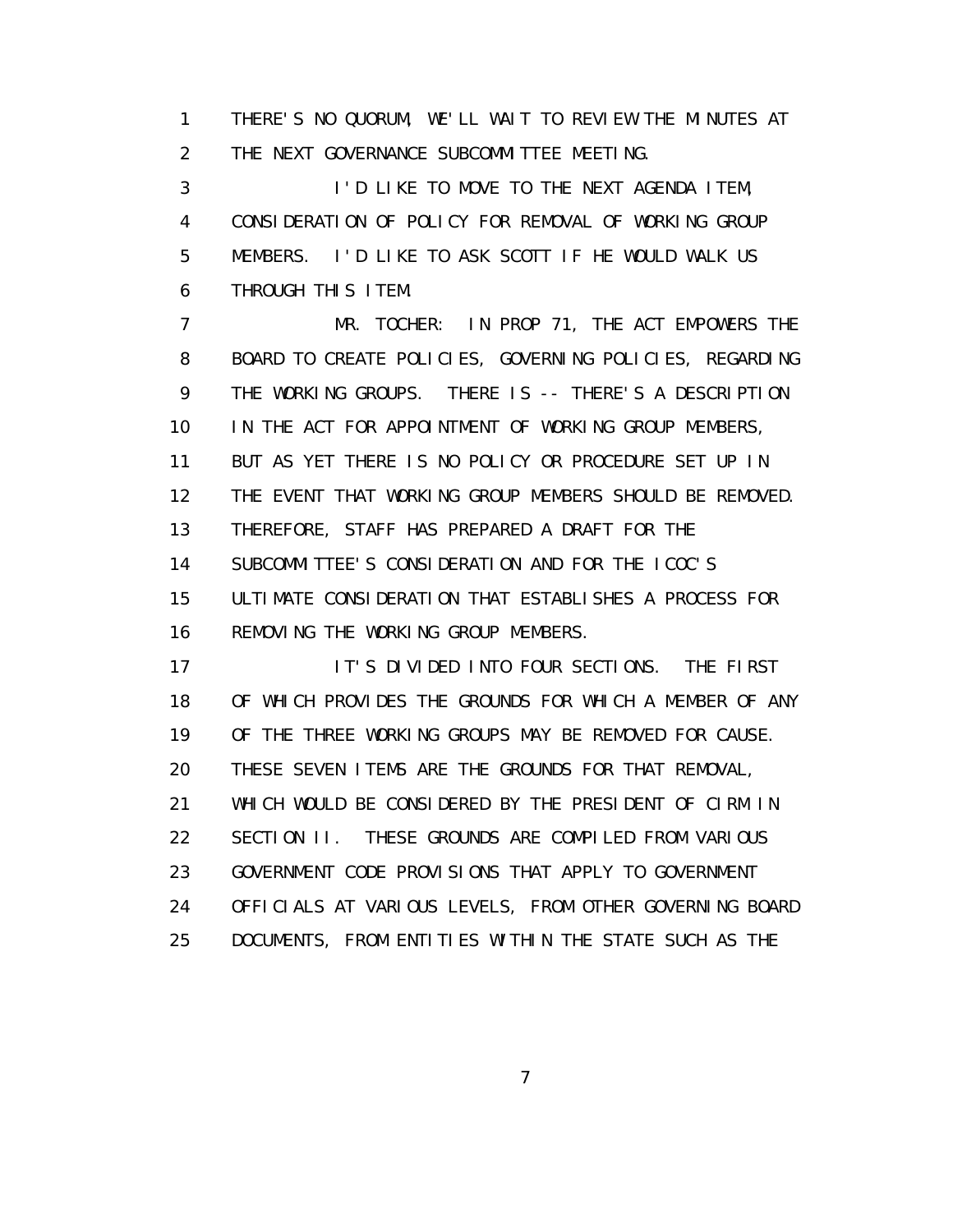THERE'S NO QUORUM, WE'LL WAIT TO REVIEW THE MINUTES AT THE NEXT GOVERNANCE SUBCOMMITTEE MEETING.

I'D LIKE TO MOVE TO THE NEXT AGENDA ITEM, CONSIDERATION OF POLICY FOR REMOVAL OF WORKING GROUP MEMBERS. I'D LIKE TO ASK SCOTT IF HE WOULD WALK US THROUGH THIS ITEM.

MR. TOCHER: IN PROP 71, THE ACT EMPOWERS THE BOARD TO CREATE POLICIES, GOVERNING POLICIES, REGARDING THE WORKING GROUPS. THERE IS -- THERE'S A DESCRIPTION IN THE ACT FOR APPOINTMENT OF WORKING GROUP MEMBERS, BUT AS YET THERE IS NO POLICY OR PROCEDURE SET UP IN THE EVENT THAT WORKING GROUP MEMBERS SHOULD BE REMOVED. THEREFORE, STAFF HAS PREPARED A DRAFT FOR THE SUBCOMMITTEE'S CONSIDERATION AND FOR THE ICOC'S ULTIMATE CONSIDERATION THAT ESTABLISHES A PROCESS FOR REMOVING THE WORKING GROUP MEMBERS.

IT'S DIVIDED INTO FOUR SECTIONS. THE FIRST OF WHICH PROVIDES THE GROUNDS FOR WHICH A MEMBER OF ANY OF THE THREE WORKING GROUPS MAY BE REMOVED FOR CAUSE. THESE SEVEN ITEMS ARE THE GROUNDS FOR THAT REMOVAL, WHICH WOULD BE CONSIDERED BY THE PRESIDENT OF CIRM IN SECTION II. THESE GROUNDS ARE COMPILED FROM VARIOUS GOVERNMENT CODE PROVISIONS THAT APPLY TO GOVERNMENT OFFICIALS AT VARIOUS LEVELS, FROM OTHER GOVERNING BOARD DOCUMENTS, FROM ENTITIES WITHIN THE STATE SUCH AS THE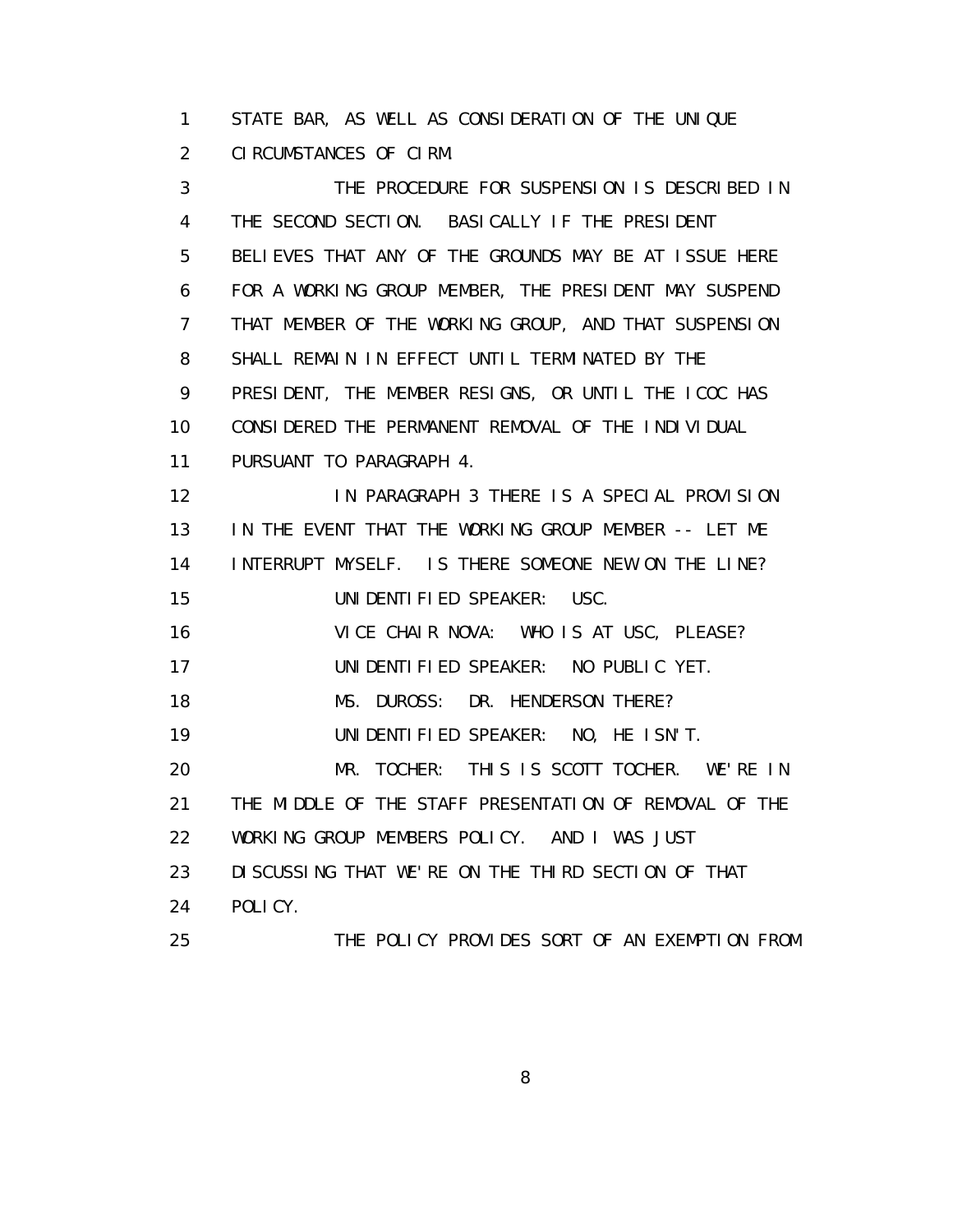1 STATE BAR, AS WELL AS CONSIDERATION OF THE UNIQUE
2 CIRCUMSTANCES OF CIRM.

3 THE PROCEDURE FOR SUSPENSION IS DESCRIBED IN
4 THE SECOND SECTION. BASICALLY IF THE PRESIDENT
5 BELIEVES THAT ANY OF THE GROUNDS MAY BE AT ISSUE HERE
6 FOR A WORKING GROUP MEMBER, THE PRESIDENT MAY SUSPEND
7 THAT MEMBER OF THE WORKING GROUP, AND THAT SUSPENSION
8 SHALL REMAIN IN EFFECT UNTIL TERMINATED BY THE
9 PRESIDENT, THE MEMBER RESIGNS, OR UNTIL THE ICOC HAS
10 CONSIDERED THE PERMANENT REMOVAL OF THE INDIVIDUAL
11 PURSUANT TO PARAGRAPH 4.

12 IN PARAGRAPH 3 THERE IS A SPECIAL PROVISION
13 IN THE EVENT THAT THE WORKING GROUP MEMBER -- LET ME
14 INTERRUPT MYSELF. IS THERE SOMEONE NEW ON THE LINE?

15 UNIDENTIFIED SPEAKER: USC.

16 VICE CHAIR NOVA: WHO IS AT USC, PLEASE?

17 UNIDENTIFIED SPEAKER: NO PUBLIC YET.

18 MS. DUROSS: DR. HENDERSON THERE?

19 UNIDENTIFIED SPEAKER: NO, HE ISN'T.

20 MR. TOCHER: THIS IS SCOTT TOCHER. WE'RE IN
21 THE MIDDLE OF THE STAFF PRESENTATION OF REMOVAL OF THE
22 WORKING GROUP MEMBERS POLICY. AND I WAS JUST
23 DISCUSSING THAT WE'RE ON THE THIRD SECTION OF THAT
24 POLICY.

25 THE POLICY PROVIDES SORT OF AN EXEMPTION FROM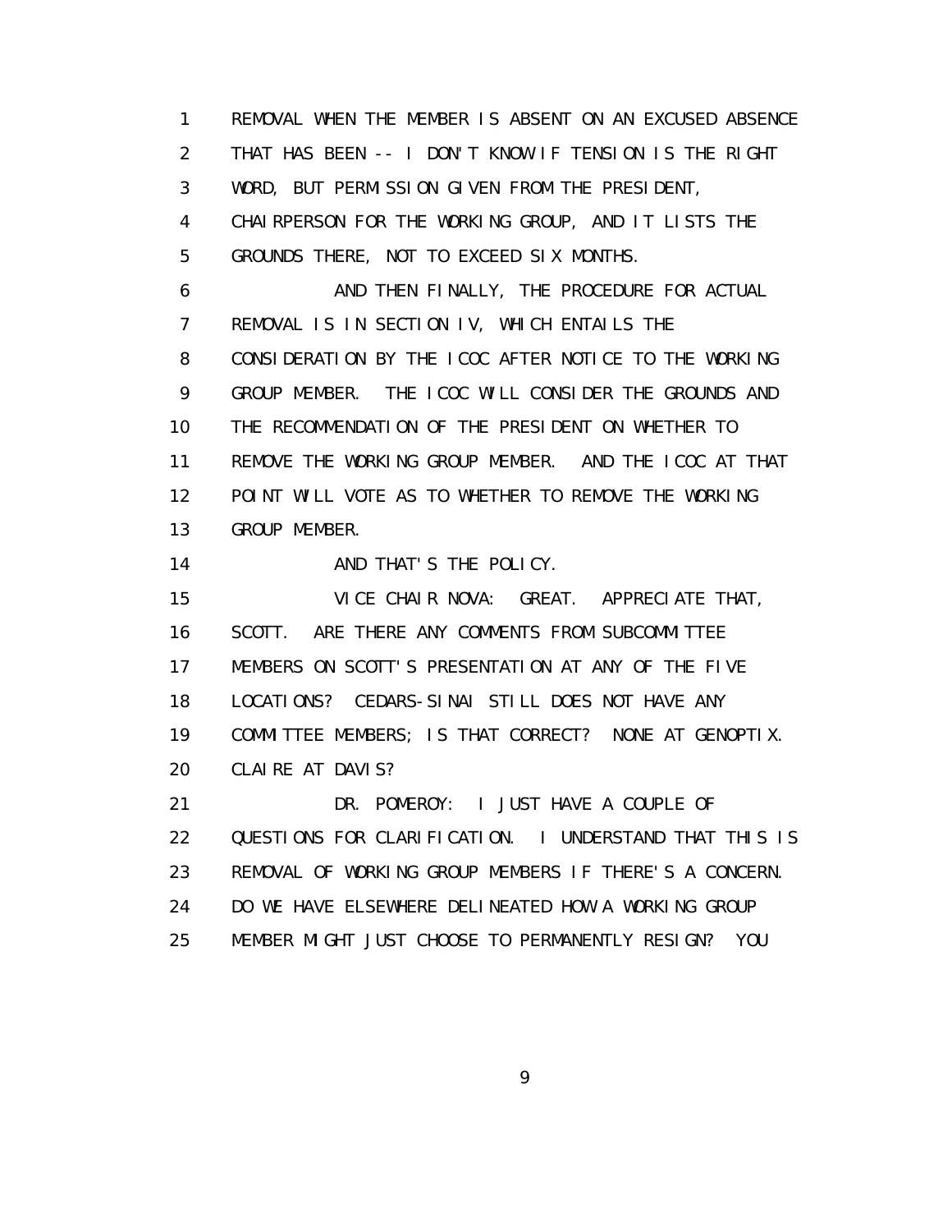REMOVAL WHEN THE MEMBER IS ABSENT ON AN EXCUSED ABSENCE THAT HAS BEEN -- I DON'T KNOW IF TENSION IS THE RIGHT WORD, BUT PERMISSION GIVEN FROM THE PRESIDENT, CHAIRPERSON FOR THE WORKING GROUP, AND IT LISTS THE GROUNDS THERE, NOT TO EXCEED SIX MONTHS.

AND THEN FINALLY, THE PROCEDURE FOR ACTUAL REMOVAL IS IN SECTION IV, WHICH ENTAILS THE CONSIDERATION BY THE ICOC AFTER NOTICE TO THE WORKING GROUP MEMBER. THE ICOC WILL CONSIDER THE GROUNDS AND THE RECOMMENDATION OF THE PRESIDENT ON WHETHER TO REMOVE THE WORKING GROUP MEMBER. AND THE ICOC AT THAT POINT WILL VOTE AS TO WHETHER TO REMOVE THE WORKING GROUP MEMBER.

AND THAT'S THE POLICY.

VICE CHAIR NOVA: GREAT. APPRECIATE THAT, SCOTT. ARE THERE ANY COMMENTS FROM SUBCOMMITTEE MEMBERS ON SCOTT'S PRESENTATION AT ANY OF THE FIVE LOCATIONS? CEDARS-SINAI STILL DOES NOT HAVE ANY COMMITTEE MEMBERS; IS THAT CORRECT? NONE AT GENOPTIX. CLAIRE AT DAVIS?

DR. POMEROY: I JUST HAVE A COUPLE OF QUESTIONS FOR CLARIFICATION. I UNDERSTAND THAT THIS IS REMOVAL OF WORKING GROUP MEMBERS IF THERE'S A CONCERN. DO WE HAVE ELSEWHERE DELINEATED HOW A WORKING GROUP MEMBER MIGHT JUST CHOOSE TO PERMANENTLY RESIGN? YOU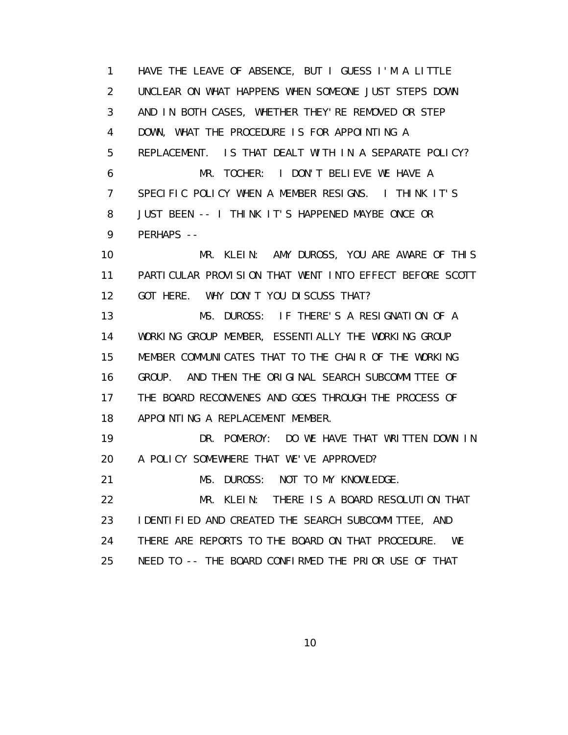1 HAVE THE LEAVE OF ABSENCE, BUT I GUESS I'M A LITTLE
2 UNCLEAR ON WHAT HAPPENS WHEN SOMEONE JUST STEPS DOWN
3 AND IN BOTH CASES, WHETHER THEY'RE REMOVED OR STEP
4 DOWN, WHAT THE PROCEDURE IS FOR APPOINTING A
5 REPLACEMENT. IS THAT DEALT WITH IN A SEPARATE POLICY?
6 MR. TOCHER: I DON'T BELIEVE WE HAVE A
7 SPECIFIC POLICY WHEN A MEMBER RESIGNS. I THINK IT'S
8 JUST BEEN -- I THINK IT'S HAPPENED MAYBE ONCE OR
9 PERHAPS --
10 MR. KLEIN: AMY DUROSS, YOU ARE AWARE OF THIS
11 PARTICULAR PROVISION THAT WENT INTO EFFECT BEFORE SCOTT
12 GOT HERE. WHY DON'T YOU DISCUSS THAT?
13 MS. DUROSS: IF THERE'S A RESIGNATION OF A
14 WORKING GROUP MEMBER, ESSENTIALLY THE WORKING GROUP
15 MEMBER COMMUNICATES THAT TO THE CHAIR OF THE WORKING
16 GROUP. AND THEN THE ORIGINAL SEARCH SUBCOMMITTEE OF
17 THE BOARD RECONVENES AND GOES THROUGH THE PROCESS OF
18 APPOINTING A REPLACEMENT MEMBER.
19 DR. POMEROY: DO WE HAVE THAT WRITTEN DOWN IN
20 A POLICY SOMEWHERE THAT WE'VE APPROVED?
21 MS. DUROSS: NOT TO MY KNOWLEDGE.
22 MR. KLEIN: THERE IS A BOARD RESOLUTION THAT
23 IDENTIFIED AND CREATED THE SEARCH SUBCOMMITTEE, AND
24 THERE ARE REPORTS TO THE BOARD ON THAT PROCEDURE. WE
25 NEED TO -- THE BOARD CONFIRMED THE PRIOR USE OF THAT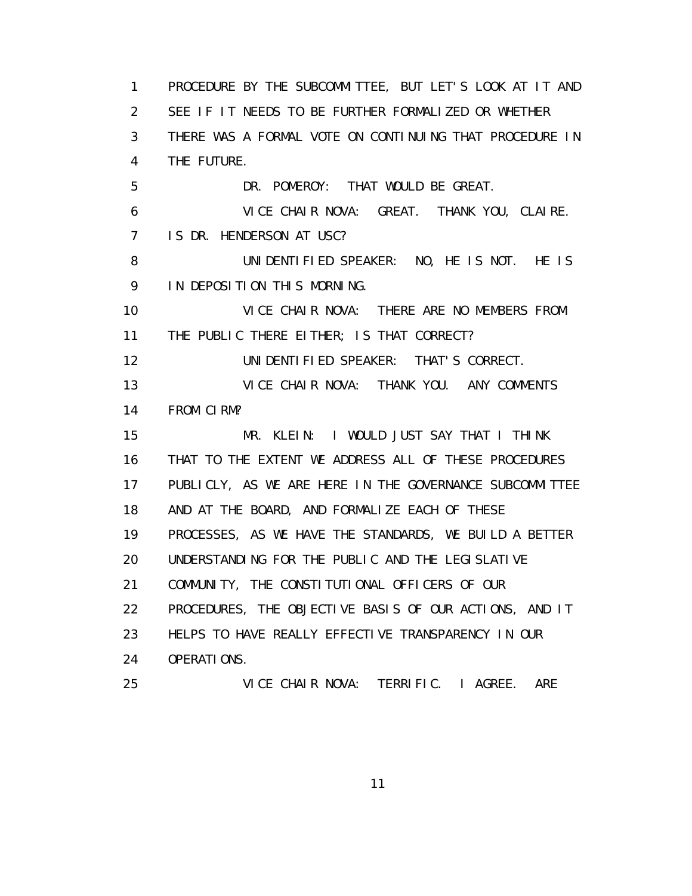1 PROCEDURE BY THE SUBCOMMITTEE, BUT LET'S LOOK AT IT AND
2 SEE IF IT NEEDS TO BE FURTHER FORMALIZED OR WHETHER
3 THERE WAS A FORMAL VOTE ON CONTINUING THAT PROCEDURE IN
4 THE FUTURE.
5 DR. POMEROY: THAT WOULD BE GREAT.
6 VICE CHAIR NOVA: GREAT. THANK YOU, CLAIRE.
7 IS DR. HENDERSON AT USC?
8 UNIDENTIFIED SPEAKER: NO, HE IS NOT. HE IS
9 IN DEPOSITION THIS MORNING.
10 VICE CHAIR NOVA: THERE ARE NO MEMBERS FROM
11 THE PUBLIC THERE EITHER; IS THAT CORRECT?
12 UNIDENTIFIED SPEAKER: THAT'S CORRECT.
13 VICE CHAIR NOVA: THANK YOU. ANY COMMENTS
14 FROM CIRM?
15 MR. KLEIN: I WOULD JUST SAY THAT I THINK
16 THAT TO THE EXTENT WE ADDRESS ALL OF THESE PROCEDURES
17 PUBLICLY, AS WE ARE HERE IN THE GOVERNANCE SUBCOMMITTEE
18 AND AT THE BOARD, AND FORMALIZE EACH OF THESE
19 PROCESSES, AS WE HAVE THE STANDARDS, WE BUILD A BETTER
20 UNDERSTANDING FOR THE PUBLIC AND THE LEGISLATIVE
21 COMMUNITY, THE CONSTITUTIONAL OFFICERS OF OUR
22 PROCEDURES, THE OBJECTIVE BASIS OF OUR ACTIONS, AND IT
23 HELPS TO HAVE REALLY EFFECTIVE TRANSPARENCY IN OUR
24 OPERATIONS.
25 VICE CHAIR NOVA: TERRIFIC. I AGREE. ARE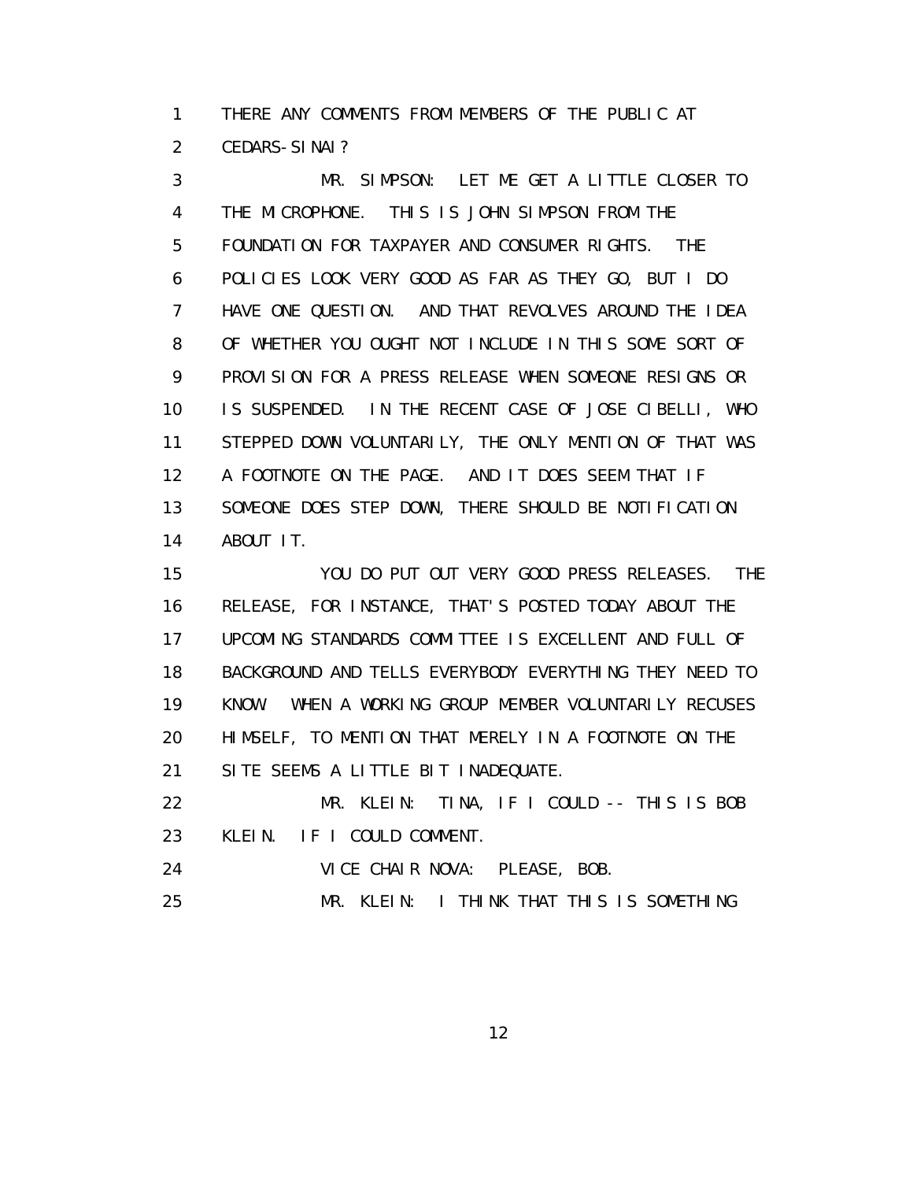THERE ANY COMMENTS FROM MEMBERS OF THE PUBLIC AT CEDARS-SINAI?

MR. SIMPSON: LET ME GET A LITTLE CLOSER TO THE MICROPHONE. THIS IS JOHN SIMPSON FROM THE FOUNDATION FOR TAXPAYER AND CONSUMER RIGHTS. THE POLICIES LOOK VERY GOOD AS FAR AS THEY GO, BUT I DO HAVE ONE QUESTION. AND THAT REVOLVES AROUND THE IDEA OF WHETHER YOU OUGHT NOT INCLUDE IN THIS SOME SORT OF PROVISION FOR A PRESS RELEASE WHEN SOMEONE RESIGNS OR IS SUSPENDED. IN THE RECENT CASE OF JOSE CIBELLI, WHO STEPPED DOWN VOLUNTARILY, THE ONLY MENTION OF THAT WAS A FOOTNOTE ON THE PAGE. AND IT DOES SEEM THAT IF SOMEONE DOES STEP DOWN, THERE SHOULD BE NOTIFICATION ABOUT IT.

YOU DO PUT OUT VERY GOOD PRESS RELEASES. THE RELEASE, FOR INSTANCE, THAT'S POSTED TODAY ABOUT THE UPCOMING STANDARDS COMMITTEE IS EXCELLENT AND FULL OF BACKGROUND AND TELLS EVERYBODY EVERYTHING THEY NEED TO KNOW. WHEN A WORKING GROUP MEMBER VOLUNTARILY RECUSES HIMSELF, TO MENTION THAT MERELY IN A FOOTNOTE ON THE SITE SEEMS A LITTLE BIT INADEQUATE.

MR. KLEIN: TINA, IF I COULD -- THIS IS BOB KLEIN. IF I COULD COMMENT.

VICE CHAIR NOVA: PLEASE, BOB.

MR. KLEIN: I THINK THAT THIS IS SOMETHING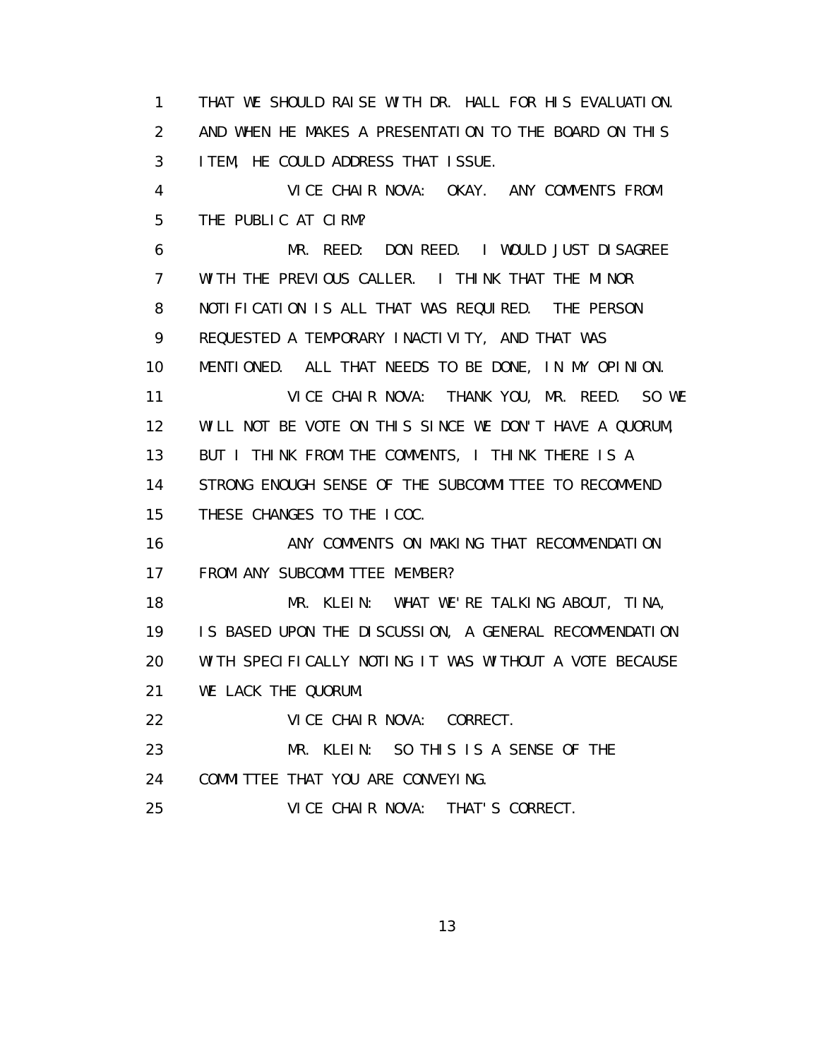1 THAT WE SHOULD RAISE WITH DR. HALL FOR HIS EVALUATION.
2 AND WHEN HE MAKES A PRESENTATION TO THE BOARD ON THIS
3 ITEM, HE COULD ADDRESS THAT ISSUE.
4 VICE CHAIR NOVA: OKAY. ANY COMMENTS FROM
5 THE PUBLIC AT CIRM?
6 MR. REED: DON REED. I WOULD JUST DISAGREE
7 WITH THE PREVIOUS CALLER. I THINK THAT THE MINOR
8 NOTIFICATION IS ALL THAT WAS REQUIRED. THE PERSON
9 REQUESTED A TEMPORARY INACTIVITY, AND THAT WAS
10 MENTIONED. ALL THAT NEEDS TO BE DONE, IN MY OPINION.
11 VICE CHAIR NOVA: THANK YOU, MR. REED. SO WE
12 WILL NOT BE VOTE ON THIS SINCE WE DON'T HAVE A QUORUM,
13 BUT I THINK FROM THE COMMENTS, I THINK THERE IS A
14 STRONG ENOUGH SENSE OF THE SUBCOMMITTEE TO RECOMMEND
15 THESE CHANGES TO THE ICOC.
16 ANY COMMENTS ON MAKING THAT RECOMMENDATION
17 FROM ANY SUBCOMMITTEE MEMBER?
18 MR. KLEIN: WHAT WE'RE TALKING ABOUT, TINA,
19 IS BASED UPON THE DISCUSSION, A GENERAL RECOMMENDATION
20 WITH SPECIFICALLY NOTING IT WAS WITHOUT A VOTE BECAUSE
21 WE LACK THE QUORUM.
22 VICE CHAIR NOVA: CORRECT.
23 MR. KLEIN: SO THIS IS A SENSE OF THE
24 COMMITTEE THAT YOU ARE CONVEYING.
25 VICE CHAIR NOVA: THAT'S CORRECT.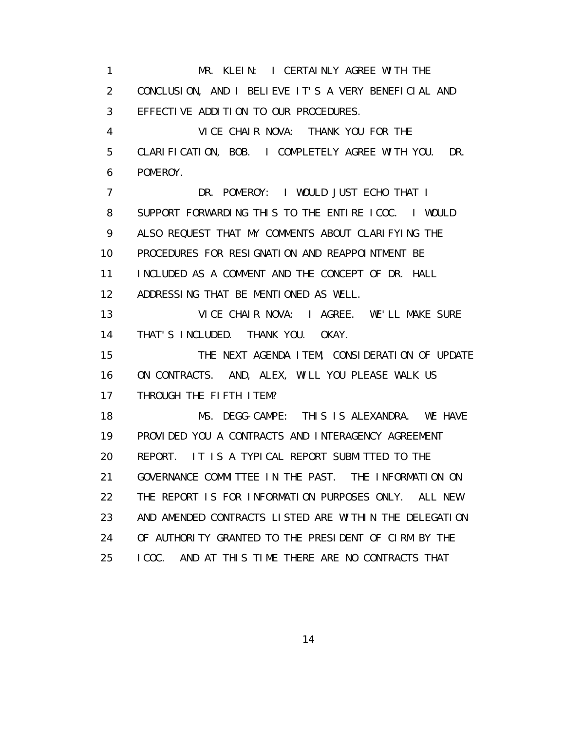MR. KLEIN: I CERTAINLY AGREE WITH THE CONCLUSION, AND I BELIEVE IT'S A VERY BENEFICIAL AND EFFECTIVE ADDITION TO OUR PROCEDURES.

VICE CHAIR NOVA: THANK YOU FOR THE CLARIFICATION, BOB. I COMPLETELY AGREE WITH YOU. DR. POMEROY.

DR. POMEROY: I WOULD JUST ECHO THAT I SUPPORT FORWARDING THIS TO THE ENTIRE ICOC. I WOULD ALSO REQUEST THAT MY COMMENTS ABOUT CLARIFYING THE PROCEDURES FOR RESIGNATION AND REAPPOINTMENT BE INCLUDED AS A COMMENT AND THE CONCEPT OF DR. HALL ADDRESSING THAT BE MENTIONED AS WELL.

VICE CHAIR NOVA: I AGREE. WE'LL MAKE SURE THAT'S INCLUDED. THANK YOU. OKAY.

THE NEXT AGENDA ITEM, CONSIDERATION OF UPDATE ON CONTRACTS. AND, ALEX, WILL YOU PLEASE WALK US THROUGH THE FIFTH ITEM?

MS. DEGG-CAMPE: THIS IS ALEXANDRA. WE HAVE PROVIDED YOU A CONTRACTS AND INTERAGENCY AGREEMENT REPORT. IT IS A TYPICAL REPORT SUBMITTED TO THE GOVERNANCE COMMITTEE IN THE PAST. THE INFORMATION ON THE REPORT IS FOR INFORMATION PURPOSES ONLY. ALL NEW AND AMENDED CONTRACTS LISTED ARE WITHIN THE DELEGATION OF AUTHORITY GRANTED TO THE PRESIDENT OF CIRM BY THE ICOC. AND AT THIS TIME THERE ARE NO CONTRACTS THAT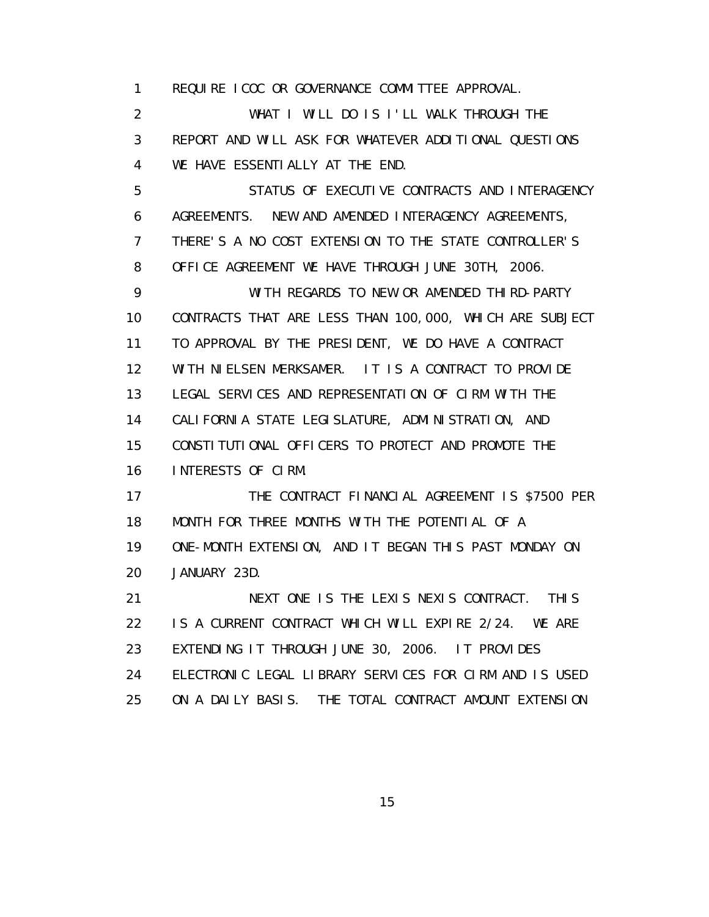1 REQUIRE ICOC OR GOVERNANCE COMMITTEE APPROVAL.

2 WHAT I WILL DO IS I'LL WALK THROUGH THE

3 REPORT AND WILL ASK FOR WHATEVER ADDITIONAL QUESTIONS

4 WE HAVE ESSENTIALLY AT THE END.

5 STATUS OF EXECUTIVE CONTRACTS AND INTERAGENCY

6 AGREEMENTS. NEW AND AMENDED INTERAGENCY AGREEMENTS,

7 THERE'S A NO COST EXTENSION TO THE STATE CONTROLLER'S

8 OFFICE AGREEMENT WE HAVE THROUGH JUNE 30TH, 2006.

9 WITH REGARDS TO NEW OR AMENDED THIRD-PARTY

10 CONTRACTS THAT ARE LESS THAN 100,000, WHICH ARE SUBJECT

11 TO APPROVAL BY THE PRESIDENT, WE DO HAVE A CONTRACT

12 WITH NIELSEN MERKSAMER. IT IS A CONTRACT TO PROVIDE

13 LEGAL SERVICES AND REPRESENTATION OF CIRM WITH THE

14 CALIFORNIA STATE LEGISLATURE, ADMINISTRATION, AND

15 CONSTITUTIONAL OFFICERS TO PROTECT AND PROMOTE THE

16 INTERESTS OF CIRM.

17 THE CONTRACT FINANCIAL AGREEMENT IS $7500 PER

18 MONTH FOR THREE MONTHS WITH THE POTENTIAL OF A

19 ONE-MONTH EXTENSION, AND IT BEGAN THIS PAST MONDAY ON

20 JANUARY 23D.

21 NEXT ONE IS THE LEXIS NEXIS CONTRACT. THIS

22 IS A CURRENT CONTRACT WHICH WILL EXPIRE 2/24. WE ARE

23 EXTENDING IT THROUGH JUNE 30, 2006. IT PROVIDES

24 ELECTRONIC LEGAL LIBRARY SERVICES FOR CIRM AND IS USED

25 ON A DAILY BASIS. THE TOTAL CONTRACT AMOUNT EXTENSION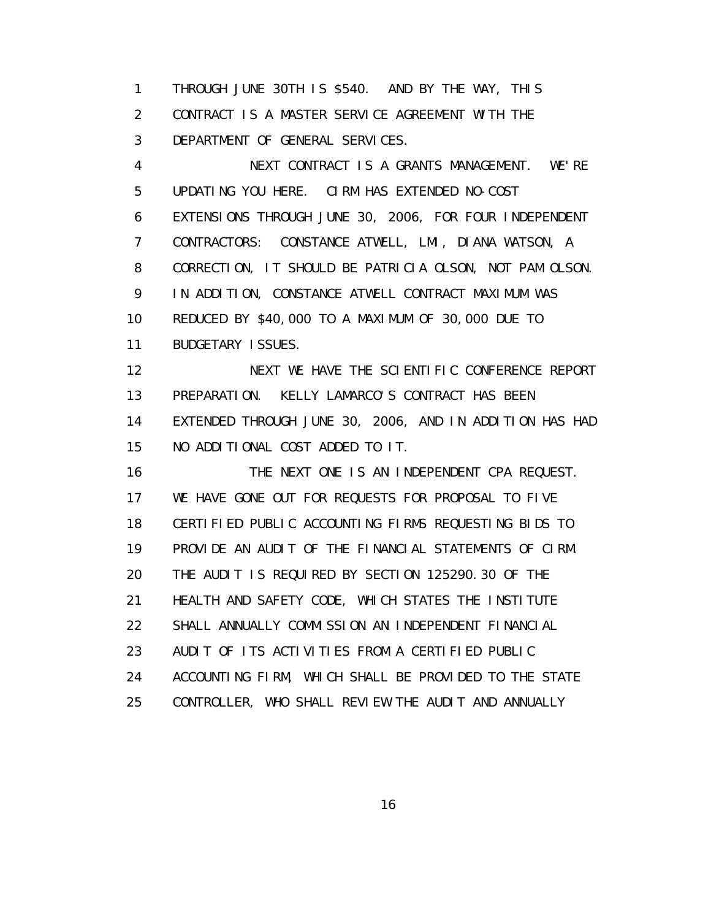THROUGH JUNE 30TH IS $540. AND BY THE WAY, THIS CONTRACT IS A MASTER SERVICE AGREEMENT WITH THE DEPARTMENT OF GENERAL SERVICES.

NEXT CONTRACT IS A GRANTS MANAGEMENT. WE'RE UPDATING YOU HERE. CIRM HAS EXTENDED NO-COST EXTENSIONS THROUGH JUNE 30, 2006, FOR FOUR INDEPENDENT CONTRACTORS: CONSTANCE ATWELL, LMI, DIANA WATSON, A CORRECTION, IT SHOULD BE PATRICIA OLSON, NOT PAM OLSON. IN ADDITION, CONSTANCE ATWELL CONTRACT MAXIMUM WAS REDUCED BY $40,000 TO A MAXIMUM OF 30,000 DUE TO BUDGETARY ISSUES.

NEXT WE HAVE THE SCIENTIFIC CONFERENCE REPORT PREPARATION. KELLY LAMARCO'S CONTRACT HAS BEEN EXTENDED THROUGH JUNE 30, 2006, AND IN ADDITION HAS HAD NO ADDITIONAL COST ADDED TO IT.

THE NEXT ONE IS AN INDEPENDENT CPA REQUEST. WE HAVE GONE OUT FOR REQUESTS FOR PROPOSAL TO FIVE CERTIFIED PUBLIC ACCOUNTING FIRMS REQUESTING BIDS TO PROVIDE AN AUDIT OF THE FINANCIAL STATEMENTS OF CIRM. THE AUDIT IS REQUIRED BY SECTION 125290.30 OF THE HEALTH AND SAFETY CODE, WHICH STATES THE INSTITUTE SHALL ANNUALLY COMMISSION AN INDEPENDENT FINANCIAL AUDIT OF ITS ACTIVITIES FROM A CERTIFIED PUBLIC ACCOUNTING FIRM, WHICH SHALL BE PROVIDED TO THE STATE CONTROLLER, WHO SHALL REVIEW THE AUDIT AND ANNUALLY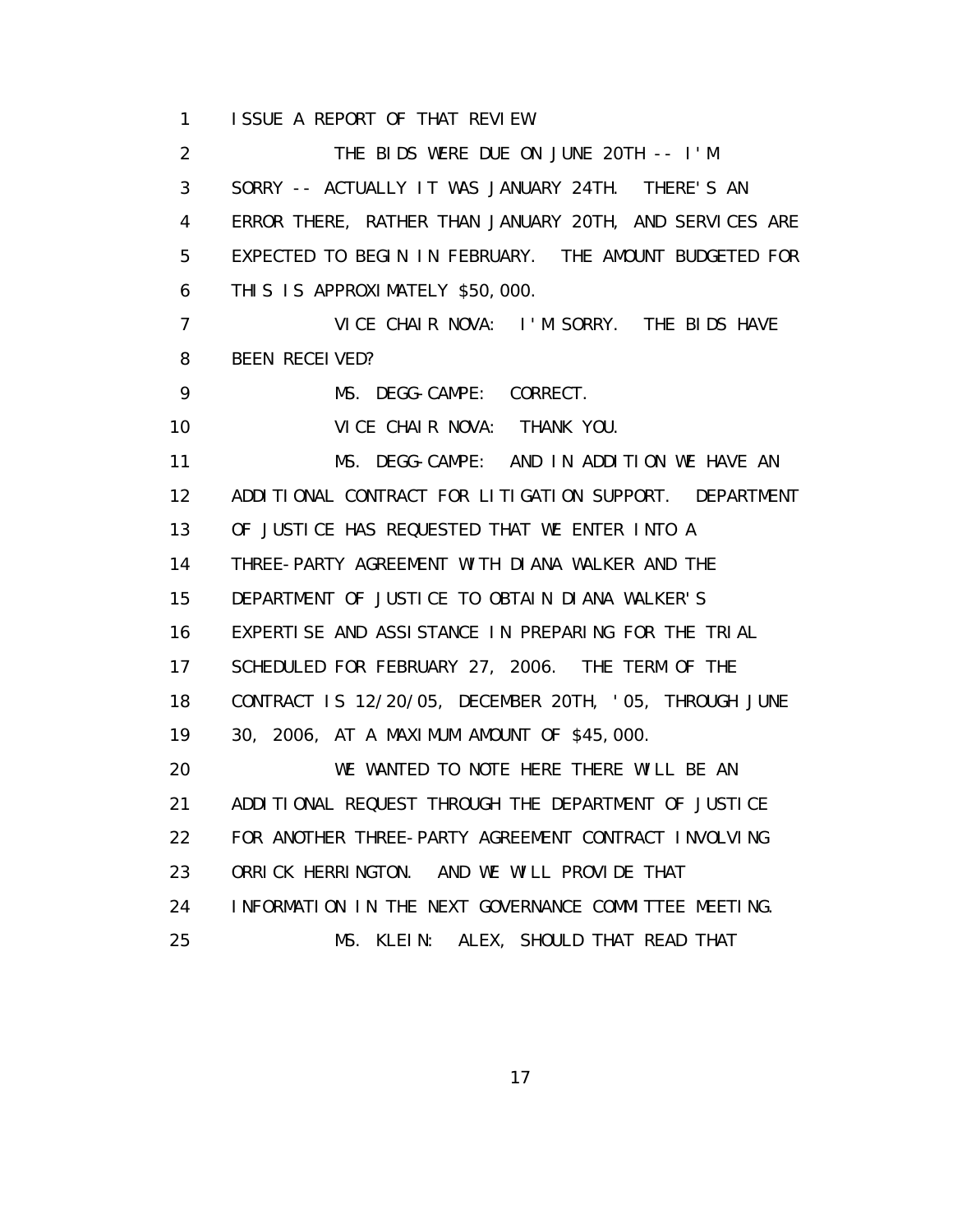ISSUE A REPORT OF THAT REVIEW.

THE BIDS WERE DUE ON JUNE 20TH -- I'M SORRY -- ACTUALLY IT WAS JANUARY 24TH. THERE'S AN ERROR THERE, RATHER THAN JANUARY 20TH, AND SERVICES ARE EXPECTED TO BEGIN IN FEBRUARY. THE AMOUNT BUDGETED FOR THIS IS APPROXIMATELY $50,000.

VICE CHAIR NOVA: I'M SORRY. THE BIDS HAVE BEEN RECEIVED?

MS. DEGG-CAMPE: CORRECT.

VICE CHAIR NOVA: THANK YOU.

MS. DEGG-CAMPE: AND IN ADDITION WE HAVE AN ADDITIONAL CONTRACT FOR LITIGATION SUPPORT. DEPARTMENT OF JUSTICE HAS REQUESTED THAT WE ENTER INTO A THREE-PARTY AGREEMENT WITH DIANA WALKER AND THE DEPARTMENT OF JUSTICE TO OBTAIN DIANA WALKER'S EXPERTISE AND ASSISTANCE IN PREPARING FOR THE TRIAL SCHEDULED FOR FEBRUARY 27, 2006. THE TERM OF THE CONTRACT IS 12/20/05, DECEMBER 20TH, '05, THROUGH JUNE 30, 2006, AT A MAXIMUM AMOUNT OF $45,000.

WE WANTED TO NOTE HERE THERE WILL BE AN ADDITIONAL REQUEST THROUGH THE DEPARTMENT OF JUSTICE FOR ANOTHER THREE-PARTY AGREEMENT CONTRACT INVOLVING ORRICK HERRINGTON. AND WE WILL PROVIDE THAT INFORMATION IN THE NEXT GOVERNANCE COMMITTEE MEETING.

MS. KLEIN: ALEX, SHOULD THAT READ THAT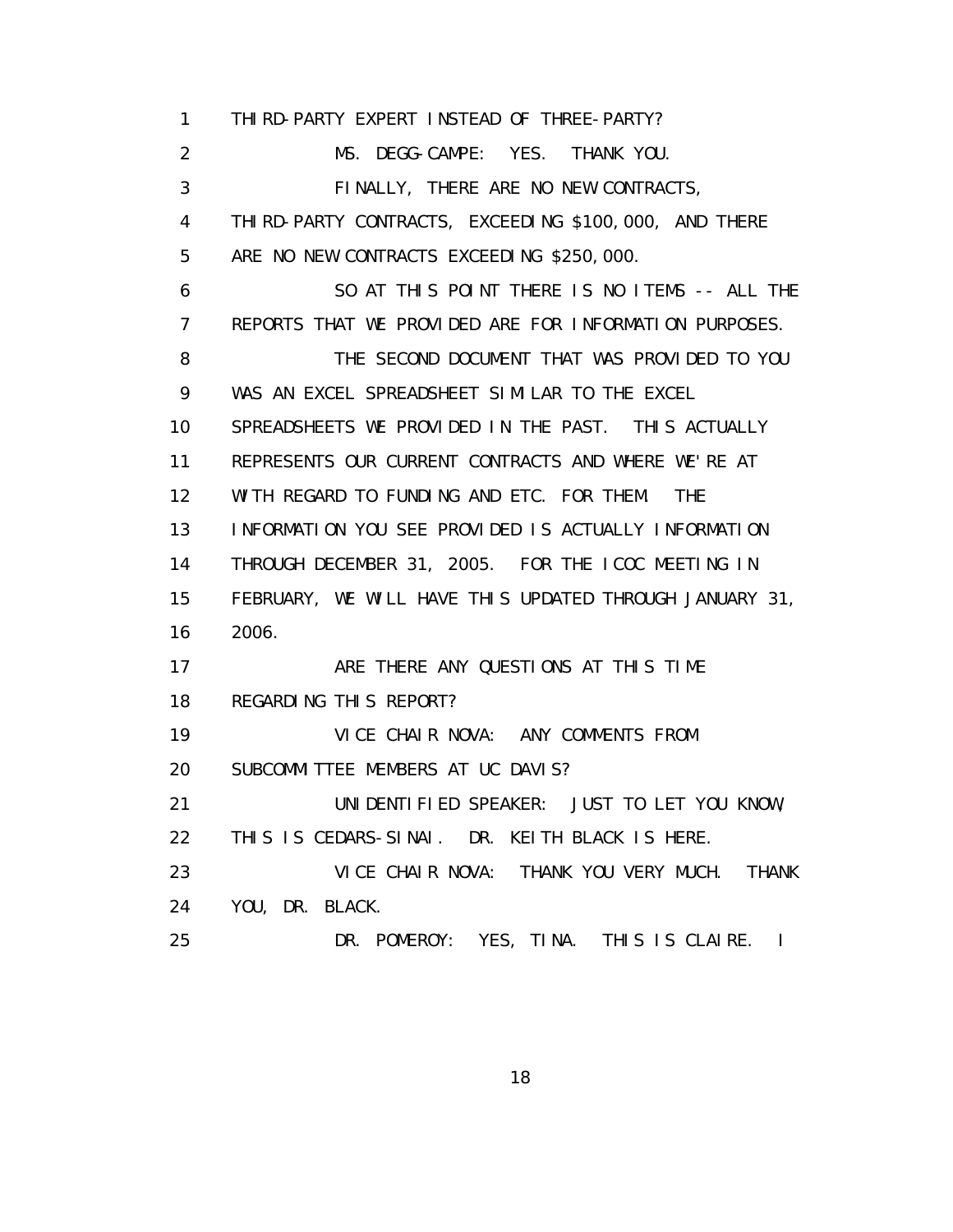1 THIRD-PARTY EXPERT INSTEAD OF THREE-PARTY?
2 MS. DEGG-CAMPE: YES. THANK YOU.
3 FINALLY, THERE ARE NO NEW CONTRACTS,
4 THIRD-PARTY CONTRACTS, EXCEEDING $100,000, AND THERE
5 ARE NO NEW CONTRACTS EXCEEDING $250,000.
6 SO AT THIS POINT THERE IS NO ITEMS -- ALL THE
7 REPORTS THAT WE PROVIDED ARE FOR INFORMATION PURPOSES.
8 THE SECOND DOCUMENT THAT WAS PROVIDED TO YOU
9 WAS AN EXCEL SPREADSHEET SIMILAR TO THE EXCEL
10 SPREADSHEETS WE PROVIDED IN THE PAST. THIS ACTUALLY
11 REPRESENTS OUR CURRENT CONTRACTS AND WHERE WE'RE AT
12 WITH REGARD TO FUNDING AND ETC. FOR THEM. THE
13 INFORMATION YOU SEE PROVIDED IS ACTUALLY INFORMATION
14 THROUGH DECEMBER 31, 2005. FOR THE ICOC MEETING IN
15 FEBRUARY, WE WILL HAVE THIS UPDATED THROUGH JANUARY 31,
16 2006.
17 ARE THERE ANY QUESTIONS AT THIS TIME
18 REGARDING THIS REPORT?
19 VICE CHAIR NOVA: ANY COMMENTS FROM
20 SUBCOMMITTEE MEMBERS AT UC DAVIS?
21 UNIDENTIFIED SPEAKER: JUST TO LET YOU KNOW,
22 THIS IS CEDARS-SINAI. DR. KEITH BLACK IS HERE.
23 VICE CHAIR NOVA: THANK YOU VERY MUCH. THANK
24 YOU, DR. BLACK.
25 DR. POMEROY: YES, TINA. THIS IS CLAIRE. I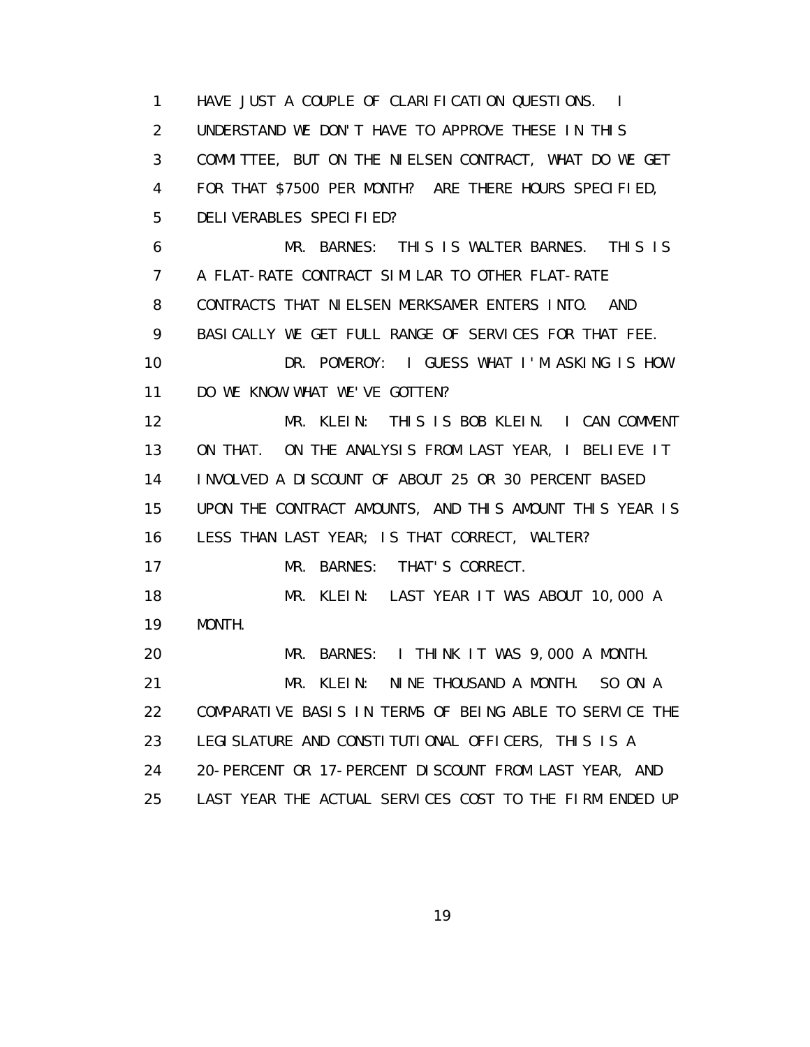1 HAVE JUST A COUPLE OF CLARIFICATION QUESTIONS. I
2 UNDERSTAND WE DON'T HAVE TO APPROVE THESE IN THIS
3 COMMITTEE, BUT ON THE NIELSEN CONTRACT, WHAT DO WE GET
4 FOR THAT $7500 PER MONTH? ARE THERE HOURS SPECIFIED,
5 DELIVERABLES SPECIFIED?

6 MR. BARNES: THIS IS WALTER BARNES. THIS IS
7 A FLAT-RATE CONTRACT SIMILAR TO OTHER FLAT-RATE
8 CONTRACTS THAT NIELSEN MERKSAMER ENTERS INTO. AND
9 BASICALLY WE GET FULL RANGE OF SERVICES FOR THAT FEE.

10 DR. POMEROY: I GUESS WHAT I'M ASKING IS HOW
11 DO WE KNOW WHAT WE'VE GOTTEN?

12 MR. KLEIN: THIS IS BOB KLEIN. I CAN COMMENT
13 ON THAT. ON THE ANALYSIS FROM LAST YEAR, I BELIEVE IT
14 INVOLVED A DISCOUNT OF ABOUT 25 OR 30 PERCENT BASED
15 UPON THE CONTRACT AMOUNTS, AND THIS AMOUNT THIS YEAR IS
16 LESS THAN LAST YEAR; IS THAT CORRECT, WALTER?

17 MR. BARNES: THAT'S CORRECT.

18 MR. KLEIN: LAST YEAR IT WAS ABOUT 10,000 A
19 MONTH.

20 MR. BARNES: I THINK IT WAS 9,000 A MONTH.

21 MR. KLEIN: NINE THOUSAND A MONTH. SO ON A
22 COMPARATIVE BASIS IN TERMS OF BEING ABLE TO SERVICE THE
23 LEGISLATURE AND CONSTITUTIONAL OFFICERS, THIS IS A
24 20-PERCENT OR 17-PERCENT DISCOUNT FROM LAST YEAR, AND
25 LAST YEAR THE ACTUAL SERVICES COST TO THE FIRM ENDED UP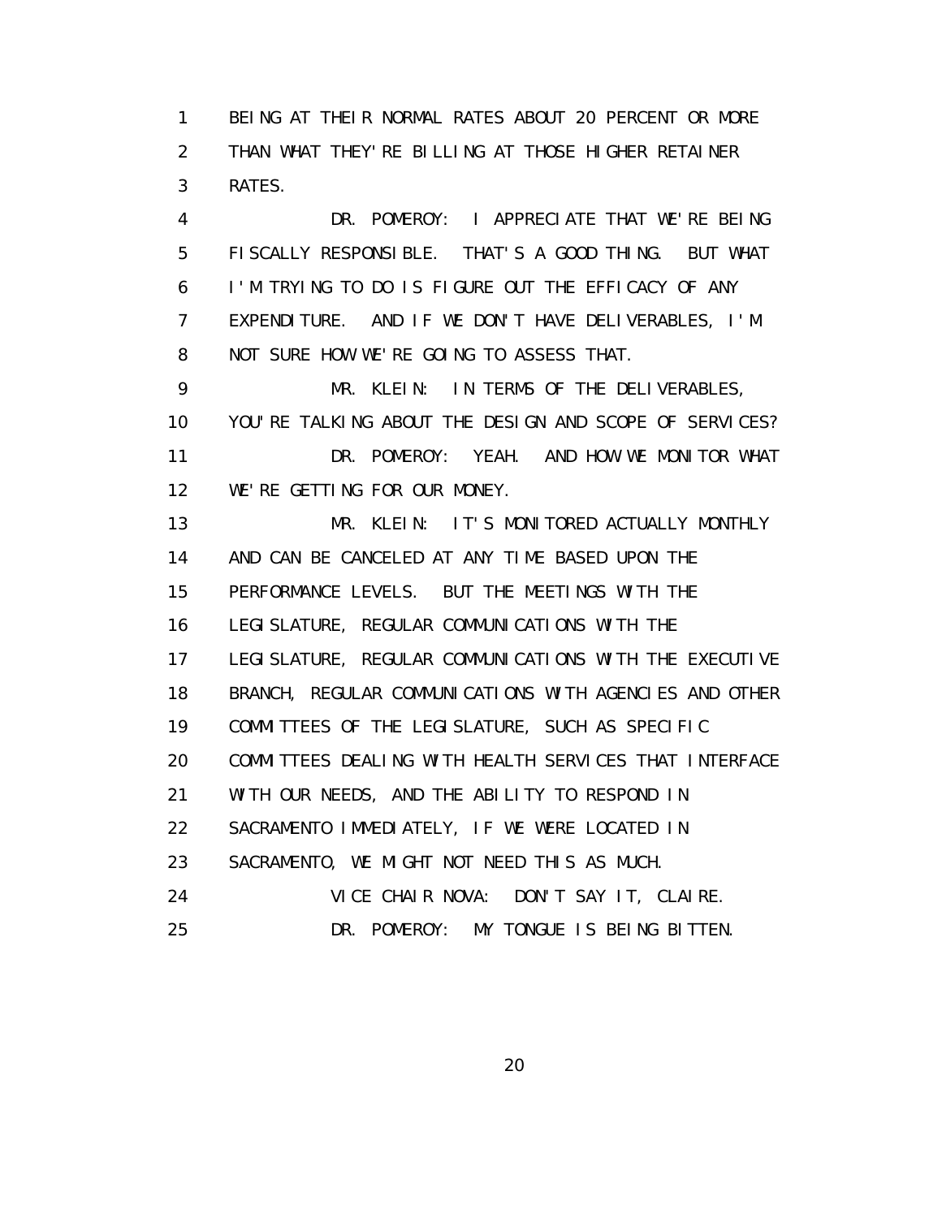BEING AT THEIR NORMAL RATES ABOUT 20 PERCENT OR MORE THAN WHAT THEY'RE BILLING AT THOSE HIGHER RETAINER RATES.

DR. POMEROY: I APPRECIATE THAT WE'RE BEING FISCALLY RESPONSIBLE. THAT'S A GOOD THING. BUT WHAT I'M TRYING TO DO IS FIGURE OUT THE EFFICACY OF ANY EXPENDITURE. AND IF WE DON'T HAVE DELIVERABLES, I'M NOT SURE HOW WE'RE GOING TO ASSESS THAT.

MR. KLEIN: IN TERMS OF THE DELIVERABLES, YOU'RE TALKING ABOUT THE DESIGN AND SCOPE OF SERVICES?

DR. POMEROY: YEAH. AND HOW WE MONITOR WHAT WE'RE GETTING FOR OUR MONEY.

MR. KLEIN: IT'S MONITORED ACTUALLY MONTHLY AND CAN BE CANCELED AT ANY TIME BASED UPON THE PERFORMANCE LEVELS. BUT THE MEETINGS WITH THE LEGISLATURE, REGULAR COMMUNICATIONS WITH THE LEGISLATURE, REGULAR COMMUNICATIONS WITH THE EXECUTIVE BRANCH, REGULAR COMMUNICATIONS WITH AGENCIES AND OTHER COMMITTEES OF THE LEGISLATURE, SUCH AS SPECIFIC COMMITTEES DEALING WITH HEALTH SERVICES THAT INTERFACE WITH OUR NEEDS, AND THE ABILITY TO RESPOND IN SACRAMENTO IMMEDIATELY, IF WE WERE LOCATED IN SACRAMENTO, WE MIGHT NOT NEED THIS AS MUCH.

VICE CHAIR NOVA: DON'T SAY IT, CLAIRE.

DR. POMEROY: MY TONGUE IS BEING BITTEN.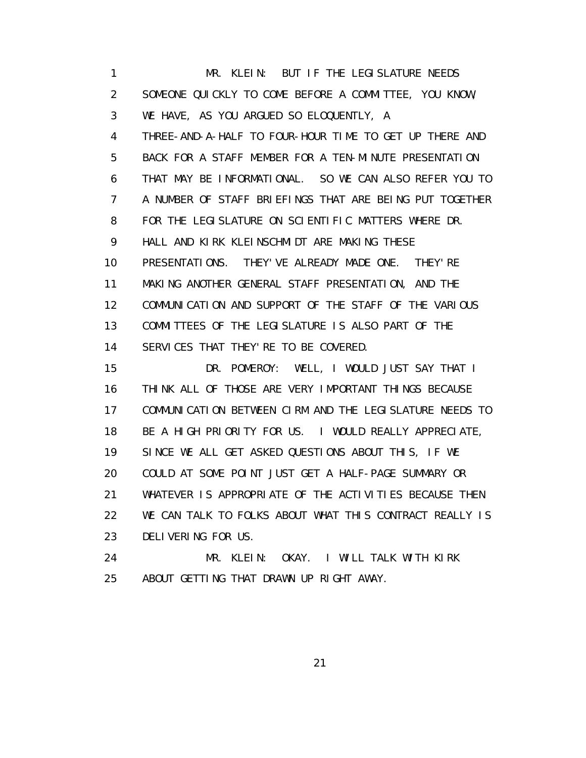MR. KLEIN: BUT IF THE LEGISLATURE NEEDS SOMEONE QUICKLY TO COME BEFORE A COMMITTEE, YOU KNOW, WE HAVE, AS YOU ARGUED SO ELOQUENTLY, A THREE-AND-A-HALF TO FOUR-HOUR TIME TO GET UP THERE AND BACK FOR A STAFF MEMBER FOR A TEN-MINUTE PRESENTATION THAT MAY BE INFORMATIONAL. SO WE CAN ALSO REFER YOU TO A NUMBER OF STAFF BRIEFINGS THAT ARE BEING PUT TOGETHER FOR THE LEGISLATURE ON SCIENTIFIC MATTERS WHERE DR. HALL AND KIRK KLEINSCHMIDT ARE MAKING THESE PRESENTATIONS. THEY'VE ALREADY MADE ONE. THEY'RE MAKING ANOTHER GENERAL STAFF PRESENTATION, AND THE COMMUNICATION AND SUPPORT OF THE STAFF OF THE VARIOUS COMMITTEES OF THE LEGISLATURE IS ALSO PART OF THE SERVICES THAT THEY'RE TO BE COVERED.

DR. POMEROY: WELL, I WOULD JUST SAY THAT I THINK ALL OF THOSE ARE VERY IMPORTANT THINGS BECAUSE COMMUNICATION BETWEEN CIRM AND THE LEGISLATURE NEEDS TO BE A HIGH PRIORITY FOR US. I WOULD REALLY APPRECIATE, SINCE WE ALL GET ASKED QUESTIONS ABOUT THIS, IF WE COULD AT SOME POINT JUST GET A HALF-PAGE SUMMARY OR WHATEVER IS APPROPRIATE OF THE ACTIVITIES BECAUSE THEN WE CAN TALK TO FOLKS ABOUT WHAT THIS CONTRACT REALLY IS DELIVERING FOR US.

MR. KLEIN: OKAY. I WILL TALK WITH KIRK ABOUT GETTING THAT DRAWN UP RIGHT AWAY.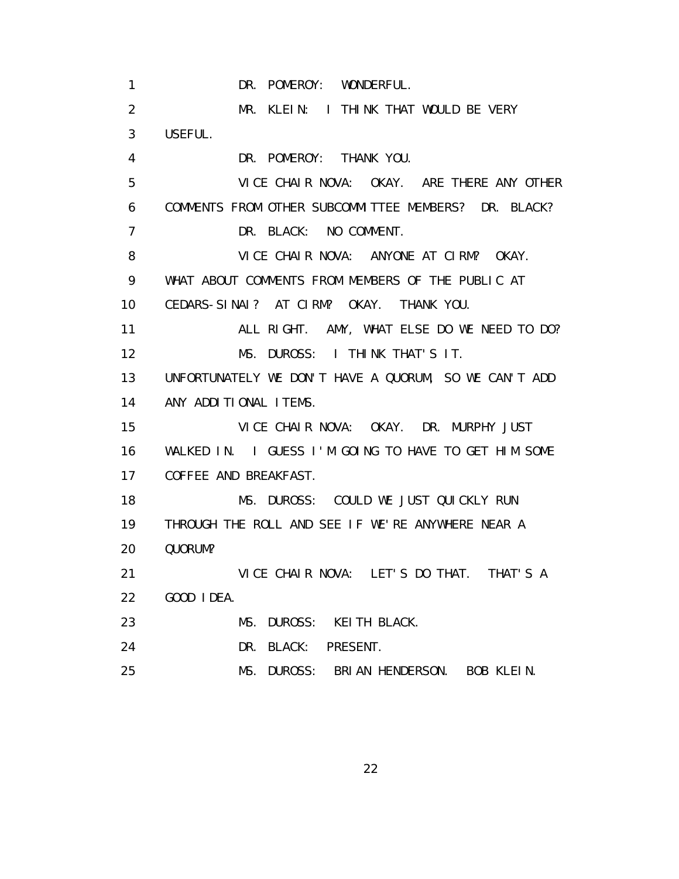1 DR. POMEROY: WONDERFUL.
2 MR. KLEIN: I THINK THAT WOULD BE VERY
3 USEFUL.
4 DR. POMEROY: THANK YOU.
5 VICE CHAIR NOVA: OKAY. ARE THERE ANY OTHER
6 COMMENTS FROM OTHER SUBCOMMITTEE MEMBERS? DR. BLACK?
7 DR. BLACK: NO COMMENT.
8 VICE CHAIR NOVA: ANYONE AT CIRM? OKAY.
9 WHAT ABOUT COMMENTS FROM MEMBERS OF THE PUBLIC AT
10 CEDARS-SINAI? AT CIRM? OKAY. THANK YOU.
11 ALL RIGHT. AMY, WHAT ELSE DO WE NEED TO DO?
12 MS. DUROSS: I THINK THAT'S IT.
13 UNFORTUNATELY WE DON'T HAVE A QUORUM, SO WE CAN'T ADD
14 ANY ADDITIONAL ITEMS.
15 VICE CHAIR NOVA: OKAY. DR. MURPHY JUST
16 WALKED IN. I GUESS I'M GOING TO HAVE TO GET HIM SOME
17 COFFEE AND BREAKFAST.
18 MS. DUROSS: COULD WE JUST QUICKLY RUN
19 THROUGH THE ROLL AND SEE IF WE'RE ANYWHERE NEAR A
20 QUORUM?
21 VICE CHAIR NOVA: LET'S DO THAT. THAT'S A
22 GOOD IDEA.
23 MS. DUROSS: KEITH BLACK.
24 DR. BLACK: PRESENT.
25 MS. DUROSS: BRIAN HENDERSON. BOB KLEIN.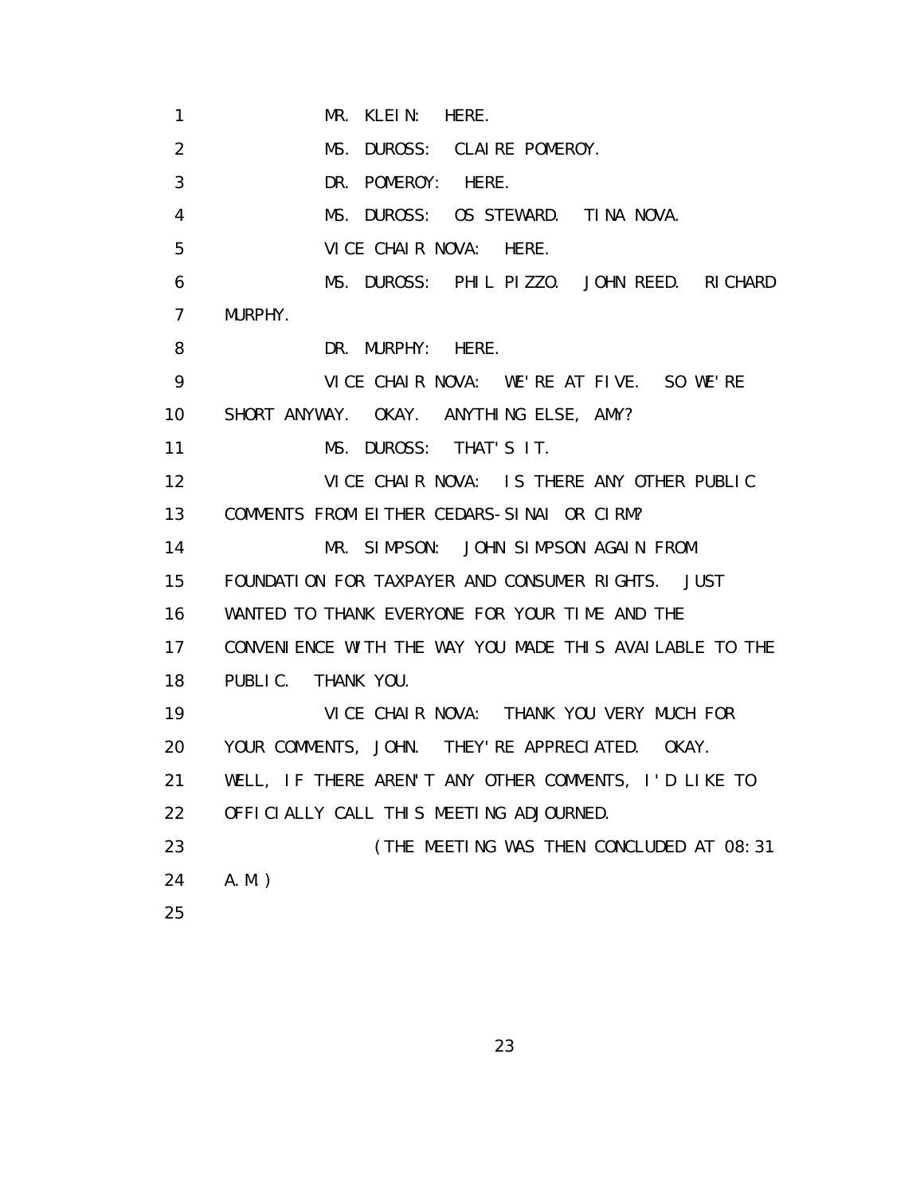1 MR. KLEIN: HERE.

2 MS. DUROSS: CLAIRE POMEROY.

3 DR. POMEROY: HERE.

4 MS. DUROSS: OS STEWARD. TINA NOVA.

5 VICE CHAIR NOVA: HERE.

6 MS. DUROSS: PHIL PIZZO. JOHN REED. RICHARD

7 MURPHY.

8 DR. MURPHY: HERE.

9 VICE CHAIR NOVA: WE'RE AT FIVE. SO WE'RE

10 SHORT ANYWAY. OKAY. ANYTHING ELSE, AMY?

11 MS. DUROSS: THAT'S IT.

12 VICE CHAIR NOVA: IS THERE ANY OTHER PUBLIC

13 COMMENTS FROM EITHER CEDARS-SINAI OR CIRM?

14 MR. SIMPSON: JOHN SIMPSON AGAIN FROM

15 FOUNDATION FOR TAXPAYER AND CONSUMER RIGHTS. JUST

16 WANTED TO THANK EVERYONE FOR YOUR TIME AND THE

17 CONVENIENCE WITH THE WAY YOU MADE THIS AVAILABLE TO THE

18 PUBLIC. THANK YOU.

19 VICE CHAIR NOVA: THANK YOU VERY MUCH FOR

20 YOUR COMMENTS, JOHN. THEY'RE APPRECIATED. OKAY.

21 WELL, IF THERE AREN'T ANY OTHER COMMENTS, I'D LIKE TO

22 OFFICIALLY CALL THIS MEETING ADJOURNED.

23 (THE MEETING WAS THEN CONCLUDED AT 08:31

24 A.M.)

25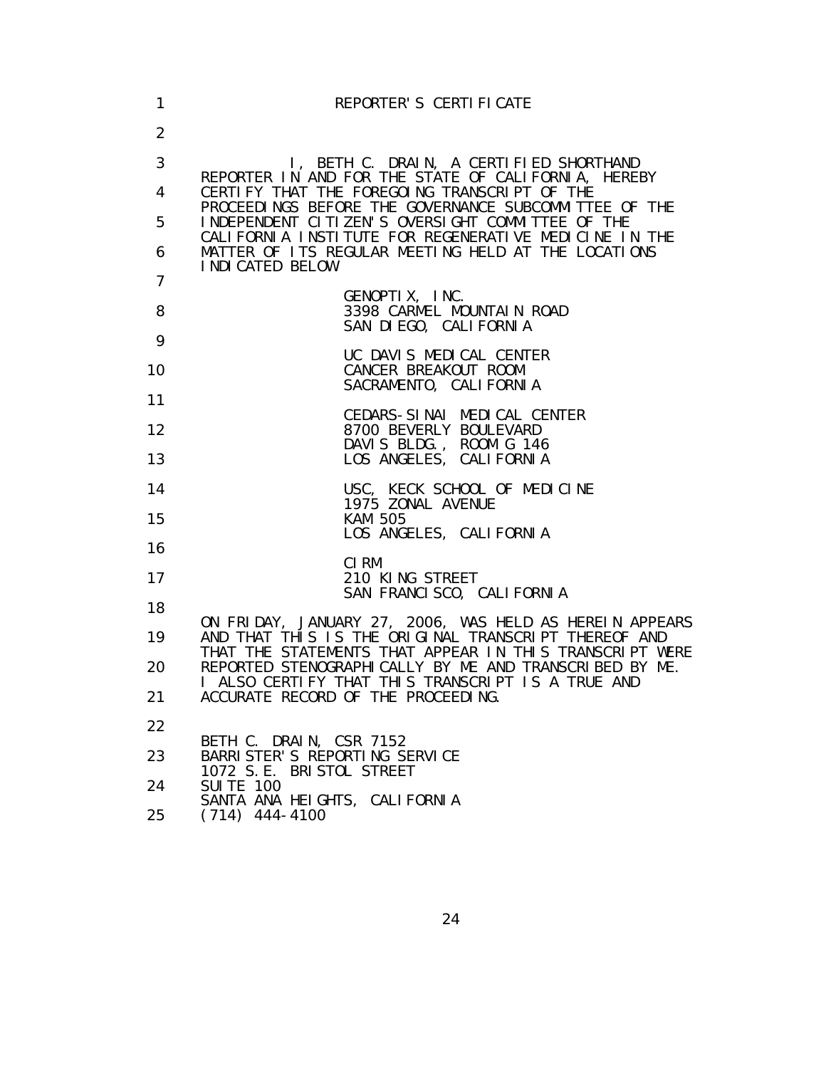# REPORTER'S CERTIFICATE

I, BETH C. DRAIN, A CERTIFIED SHORTHAND REPORTER IN AND FOR THE STATE OF CALIFORNIA, HEREBY CERTIFY THAT THE FOREGOING TRANSCRIPT OF THE PROCEEDINGS BEFORE THE GOVERNANCE SUBCOMMITTEE OF THE INDEPENDENT CITIZEN'S OVERSIGHT COMMITTEE OF THE CALIFORNIA INSTITUTE FOR REGENERATIVE MEDICINE IN THE MATTER OF ITS REGULAR MEETING HELD AT THE LOCATIONS INDICATED BELOW

GENOPTIX, INC.
3398 CARMEL MOUNTAIN ROAD
SAN DIEGO, CALIFORNIA

UC DAVIS MEDICAL CENTER
CANCER BREAKOUT ROOM
SACRAMENTO, CALIFORNIA

CEDARS-SINAI MEDICAL CENTER
8700 BEVERLY BOULEVARD
DAVIS BLDG., ROOM G 146
LOS ANGELES, CALIFORNIA

USC, KECK SCHOOL OF MEDICINE
1975 ZONAL AVENUE
KAM 505
LOS ANGELES, CALIFORNIA

CIRM
210 KING STREET
SAN FRANCISCO, CALIFORNIA

ON FRIDAY, JANUARY 27, 2006, WAS HELD AS HEREIN APPEARS AND THAT THIS IS THE ORIGINAL TRANSCRIPT THEREOF AND THAT THE STATEMENTS THAT APPEAR IN THIS TRANSCRIPT WERE REPORTED STENOGRAPHICALLY BY ME AND TRANSCRIBED BY ME. I ALSO CERTIFY THAT THIS TRANSCRIPT IS A TRUE AND ACCURATE RECORD OF THE PROCEEDING.

BETH C. DRAIN, CSR 7152
BARRISTER'S REPORTING SERVICE
1072 S.E. BRISTOL STREET
SUITE 100
SANTA ANA HEIGHTS, CALIFORNIA
(714) 444-4100